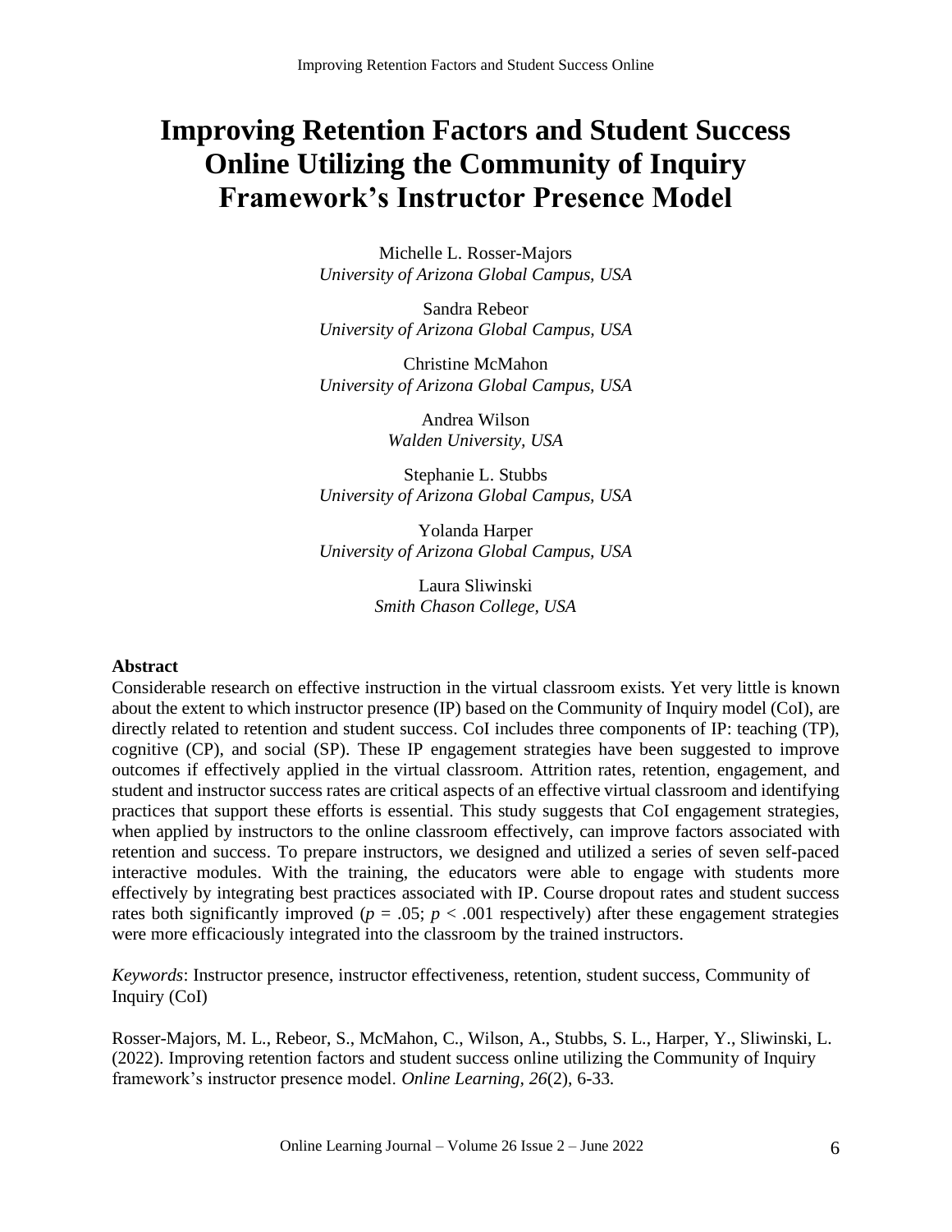# Improving Retention Factors and Student Success Online Utilizing the Community of Inquiry Framework's Instructor Presence Model

Michelle L. Rosser-Majors
*University of Arizona Global Campus, USA*

Sandra Rebeor
*University of Arizona Global Campus, USA*

Christine McMahon
*University of Arizona Global Campus, USA*

Andrea Wilson
*Walden University, USA*

Stephanie L. Stubbs
*University of Arizona Global Campus, USA*

Yolanda Harper
*University of Arizona Global Campus, USA*

Laura Sliwinski
*Smith Chason College, USA*

## Abstract

Considerable research on effective instruction in the virtual classroom exists. Yet very little is known about the extent to which instructor presence (IP) based on the Community of Inquiry model (CoI), are directly related to retention and student success. CoI includes three components of IP: teaching (TP), cognitive (CP), and social (SP). These IP engagement strategies have been suggested to improve outcomes if effectively applied in the virtual classroom. Attrition rates, retention, engagement, and student and instructor success rates are critical aspects of an effective virtual classroom and identifying practices that support these efforts is essential. This study suggests that CoI engagement strategies, when applied by instructors to the online classroom effectively, can improve factors associated with retention and success. To prepare instructors, we designed and utilized a series of seven self-paced interactive modules. With the training, the educators were able to engage with students more effectively by integrating best practices associated with IP. Course dropout rates and student success rates both significantly improved ($p = .05$; $p < .001$ respectively) after these engagement strategies were more efficaciously integrated into the classroom by the trained instructors.

*Keywords*: Instructor presence, instructor effectiveness, retention, student success, Community of Inquiry (CoI)

Rosser-Majors, M. L., Rebeor, S., McMahon, C., Wilson, A., Stubbs, S. L., Harper, Y., Sliwinski, L. (2022). Improving retention factors and student success online utilizing the Community of Inquiry framework's instructor presence model. *Online Learning, 26*(2), 6-33.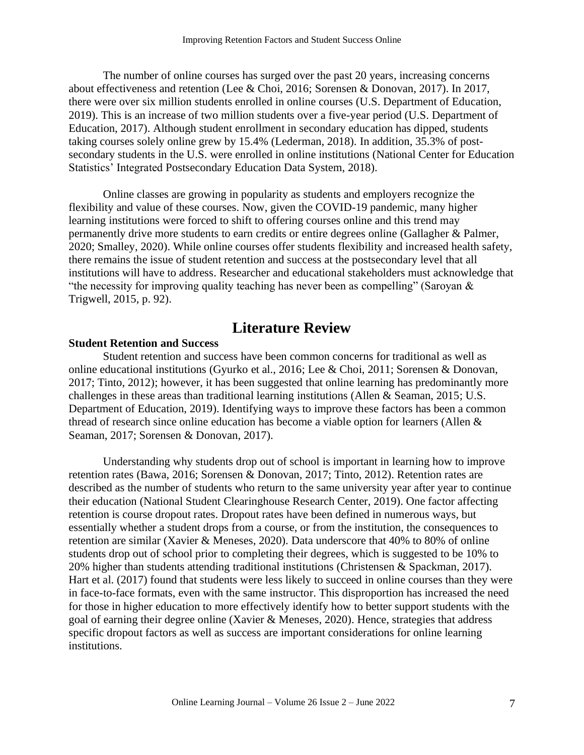The number of online courses has surged over the past 20 years, increasing concerns about effectiveness and retention (Lee & Choi, 2016; Sorensen & Donovan, 2017). In 2017, there were over six million students enrolled in online courses (U.S. Department of Education, 2019). This is an increase of two million students over a five-year period (U.S. Department of Education, 2017). Although student enrollment in secondary education has dipped, students taking courses solely online grew by 15.4% (Lederman, 2018). In addition, 35.3% of post-secondary students in the U.S. were enrolled in online institutions (National Center for Education Statistics' Integrated Postsecondary Education Data System, 2018).

Online classes are growing in popularity as students and employers recognize the flexibility and value of these courses. Now, given the COVID-19 pandemic, many higher learning institutions were forced to shift to offering courses online and this trend may permanently drive more students to earn credits or entire degrees online (Gallagher & Palmer, 2020; Smalley, 2020). While online courses offer students flexibility and increased health safety, there remains the issue of student retention and success at the postsecondary level that all institutions will have to address. Researcher and educational stakeholders must acknowledge that "the necessity for improving quality teaching has never been as compelling" (Saroyan & Trigwell, 2015, p. 92).

# Literature Review

**Student Retention and Success**

Student retention and success have been common concerns for traditional as well as online educational institutions (Gyurko et al., 2016; Lee & Choi, 2011; Sorensen & Donovan, 2017; Tinto, 2012); however, it has been suggested that online learning has predominantly more challenges in these areas than traditional learning institutions (Allen & Seaman, 2015; U.S. Department of Education, 2019). Identifying ways to improve these factors has been a common thread of research since online education has become a viable option for learners (Allen & Seaman, 2017; Sorensen & Donovan, 2017).

Understanding why students drop out of school is important in learning how to improve retention rates (Bawa, 2016; Sorensen & Donovan, 2017; Tinto, 2012). Retention rates are described as the number of students who return to the same university year after year to continue their education (National Student Clearinghouse Research Center, 2019). One factor affecting retention is course dropout rates. Dropout rates have been defined in numerous ways, but essentially whether a student drops from a course, or from the institution, the consequences to retention are similar (Xavier & Meneses, 2020). Data underscore that 40% to 80% of online students drop out of school prior to completing their degrees, which is suggested to be 10% to 20% higher than students attending traditional institutions (Christensen & Spackman, 2017). Hart et al. (2017) found that students were less likely to succeed in online courses than they were in face-to-face formats, even with the same instructor. This disproportion has increased the need for those in higher education to more effectively identify how to better support students with the goal of earning their degree online (Xavier & Meneses, 2020). Hence, strategies that address specific dropout factors as well as success are important considerations for online learning institutions.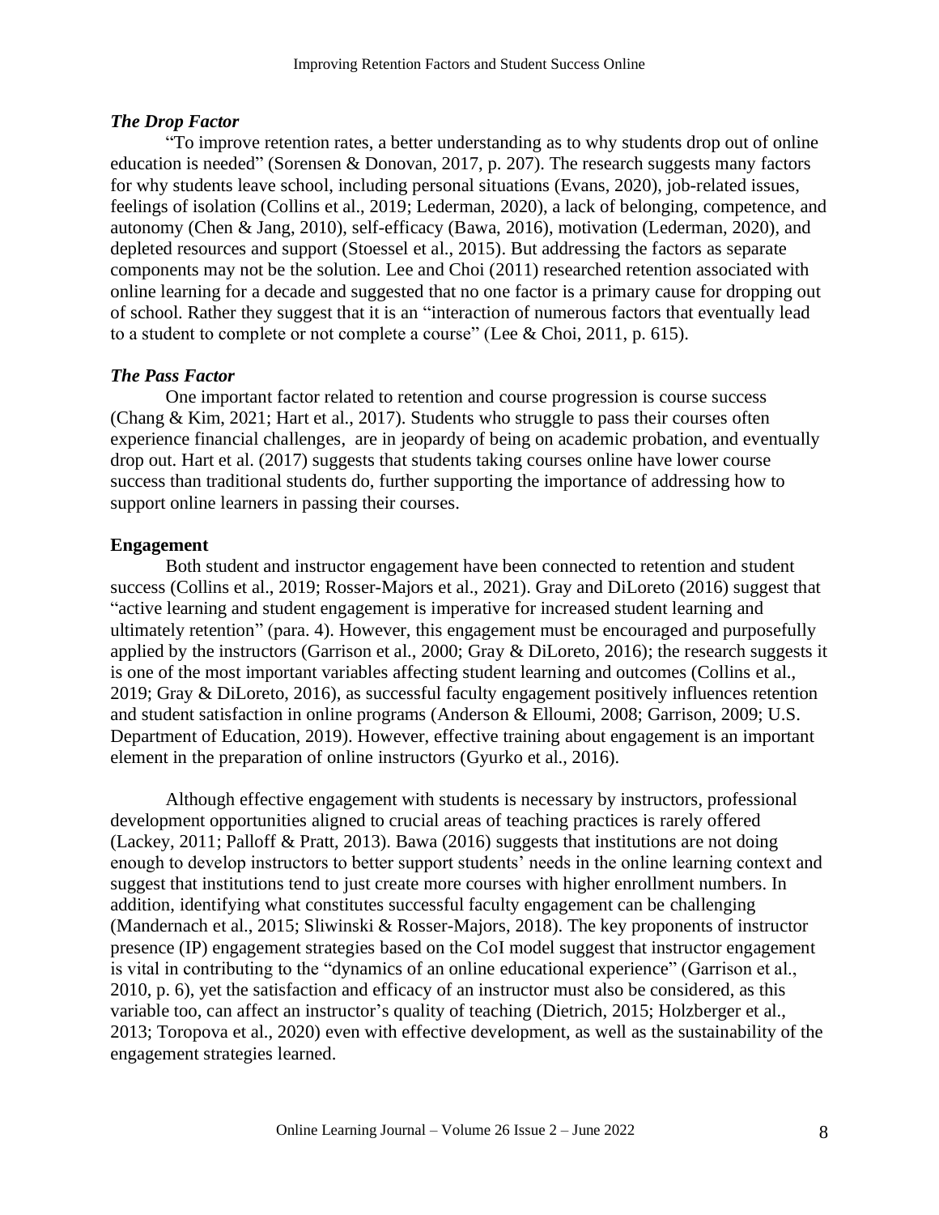### *The Drop Factor*

"To improve retention rates, a better understanding as to why students drop out of online education is needed" (Sorensen & Donovan, 2017, p. 207). The research suggests many factors for why students leave school, including personal situations (Evans, 2020), job-related issues, feelings of isolation (Collins et al., 2019; Lederman, 2020), a lack of belonging, competence, and autonomy (Chen & Jang, 2010), self-efficacy (Bawa, 2016), motivation (Lederman, 2020), and depleted resources and support (Stoessel et al., 2015). But addressing the factors as separate components may not be the solution. Lee and Choi (2011) researched retention associated with online learning for a decade and suggested that no one factor is a primary cause for dropping out of school. Rather they suggest that it is an "interaction of numerous factors that eventually lead to a student to complete or not complete a course" (Lee & Choi, 2011, p. 615).

### *The Pass Factor*

One important factor related to retention and course progression is course success (Chang & Kim, 2021; Hart et al., 2017). Students who struggle to pass their courses often experience financial challenges, are in jeopardy of being on academic probation, and eventually drop out. Hart et al. (2017) suggests that students taking courses online have lower course success than traditional students do, further supporting the importance of addressing how to support online learners in passing their courses.

## **Engagement**

Both student and instructor engagement have been connected to retention and student success (Collins et al., 2019; Rosser-Majors et al., 2021). Gray and DiLoreto (2016) suggest that "active learning and student engagement is imperative for increased student learning and ultimately retention" (para. 4). However, this engagement must be encouraged and purposefully applied by the instructors (Garrison et al., 2000; Gray & DiLoreto, 2016); the research suggests it is one of the most important variables affecting student learning and outcomes (Collins et al., 2019; Gray & DiLoreto, 2016), as successful faculty engagement positively influences retention and student satisfaction in online programs (Anderson & Elloumi, 2008; Garrison, 2009; U.S. Department of Education, 2019). However, effective training about engagement is an important element in the preparation of online instructors (Gyurko et al., 2016).

Although effective engagement with students is necessary by instructors, professional development opportunities aligned to crucial areas of teaching practices is rarely offered (Lackey, 2011; Palloff & Pratt, 2013). Bawa (2016) suggests that institutions are not doing enough to develop instructors to better support students' needs in the online learning context and suggest that institutions tend to just create more courses with higher enrollment numbers. In addition, identifying what constitutes successful faculty engagement can be challenging (Mandernach et al., 2015; Sliwinski & Rosser-Majors, 2018). The key proponents of instructor presence (IP) engagement strategies based on the CoI model suggest that instructor engagement is vital in contributing to the "dynamics of an online educational experience" (Garrison et al., 2010, p. 6), yet the satisfaction and efficacy of an instructor must also be considered, as this variable too, can affect an instructor's quality of teaching (Dietrich, 2015; Holzberger et al., 2013; Toropova et al., 2020) even with effective development, as well as the sustainability of the engagement strategies learned.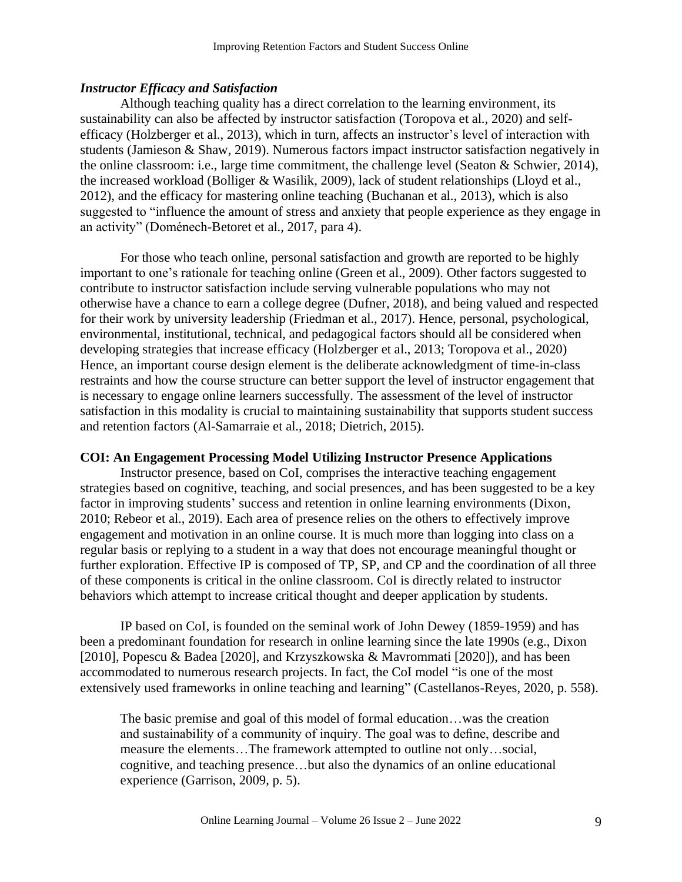### *Instructor Efficacy and Satisfaction*

Although teaching quality has a direct correlation to the learning environment, its sustainability can also be affected by instructor satisfaction (Toropova et al., 2020) and self-efficacy (Holzberger et al., 2013), which in turn, affects an instructor's level of interaction with students (Jamieson & Shaw, 2019). Numerous factors impact instructor satisfaction negatively in the online classroom: i.e., large time commitment, the challenge level (Seaton & Schwier, 2014), the increased workload (Bolliger & Wasilik, 2009), lack of student relationships (Lloyd et al., 2012), and the efficacy for mastering online teaching (Buchanan et al., 2013), which is also suggested to "influence the amount of stress and anxiety that people experience as they engage in an activity" (Doménech-Betoret et al., 2017, para 4).

For those who teach online, personal satisfaction and growth are reported to be highly important to one's rationale for teaching online (Green et al., 2009). Other factors suggested to contribute to instructor satisfaction include serving vulnerable populations who may not otherwise have a chance to earn a college degree (Dufner, 2018), and being valued and respected for their work by university leadership (Friedman et al., 2017). Hence, personal, psychological, environmental, institutional, technical, and pedagogical factors should all be considered when developing strategies that increase efficacy (Holzberger et al., 2013; Toropova et al., 2020) Hence, an important course design element is the deliberate acknowledgment of time-in-class restraints and how the course structure can better support the level of instructor engagement that is necessary to engage online learners successfully. The assessment of the level of instructor satisfaction in this modality is crucial to maintaining sustainability that supports student success and retention factors (Al-Samarraie et al., 2018; Dietrich, 2015).

## COI: An Engagement Processing Model Utilizing Instructor Presence Applications

Instructor presence, based on CoI, comprises the interactive teaching engagement strategies based on cognitive, teaching, and social presences, and has been suggested to be a key factor in improving students' success and retention in online learning environments (Dixon, 2010; Rebeor et al., 2019). Each area of presence relies on the others to effectively improve engagement and motivation in an online course. It is much more than logging into class on a regular basis or replying to a student in a way that does not encourage meaningful thought or further exploration. Effective IP is composed of TP, SP, and CP and the coordination of all three of these components is critical in the online classroom. CoI is directly related to instructor behaviors which attempt to increase critical thought and deeper application by students.

IP based on CoI, is founded on the seminal work of John Dewey (1859-1959) and has been a predominant foundation for research in online learning since the late 1990s (e.g., Dixon [2010], Popescu & Badea [2020], and Krzyszkowska & Mavrommati [2020]), and has been accommodated to numerous research projects. In fact, the CoI model "is one of the most extensively used frameworks in online teaching and learning" (Castellanos-Reyes, 2020, p. 558).

> The basic premise and goal of this model of formal education…was the creation and sustainability of a community of inquiry. The goal was to define, describe and measure the elements…The framework attempted to outline not only…social, cognitive, and teaching presence…but also the dynamics of an online educational experience (Garrison, 2009, p. 5).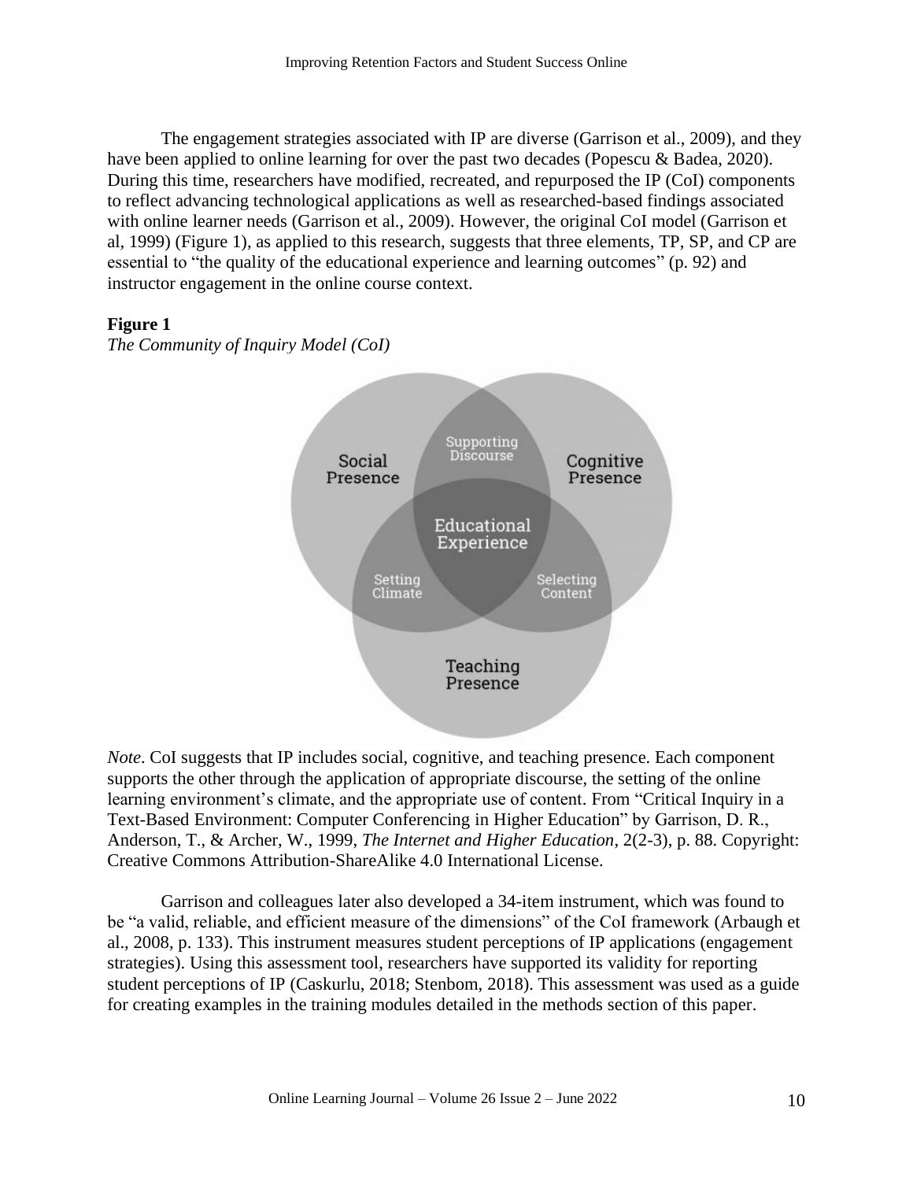The engagement strategies associated with IP are diverse (Garrison et al., 2009), and they have been applied to online learning for over the past two decades (Popescu & Badea, 2020). During this time, researchers have modified, recreated, and repurposed the IP (CoI) components to reflect advancing technological applications as well as researched-based findings associated with online learner needs (Garrison et al., 2009). However, the original CoI model (Garrison et al, 1999) (Figure 1), as applied to this research, suggests that three elements, TP, SP, and CP are essential to "the quality of the educational experience and learning outcomes" (p. 92) and instructor engagement in the online course context.

**Figure 1**

*The Community of Inquiry Model (CoI)*

*Note*. CoI suggests that IP includes social, cognitive, and teaching presence. Each component supports the other through the application of appropriate discourse, the setting of the online learning environment's climate, and the appropriate use of content. From "Critical Inquiry in a Text-Based Environment: Computer Conferencing in Higher Education" by Garrison, D. R., Anderson, T., & Archer, W., 1999, *The Internet and Higher Education*, 2(2-3), p. 88. Copyright: Creative Commons Attribution-ShareAlike 4.0 International License.

Garrison and colleagues later also developed a 34-item instrument, which was found to be "a valid, reliable, and efficient measure of the dimensions" of the CoI framework (Arbaugh et al., 2008, p. 133). This instrument measures student perceptions of IP applications (engagement strategies). Using this assessment tool, researchers have supported its validity for reporting student perceptions of IP (Caskurlu, 2018; Stenbom, 2018). This assessment was used as a guide for creating examples in the training modules detailed in the methods section of this paper.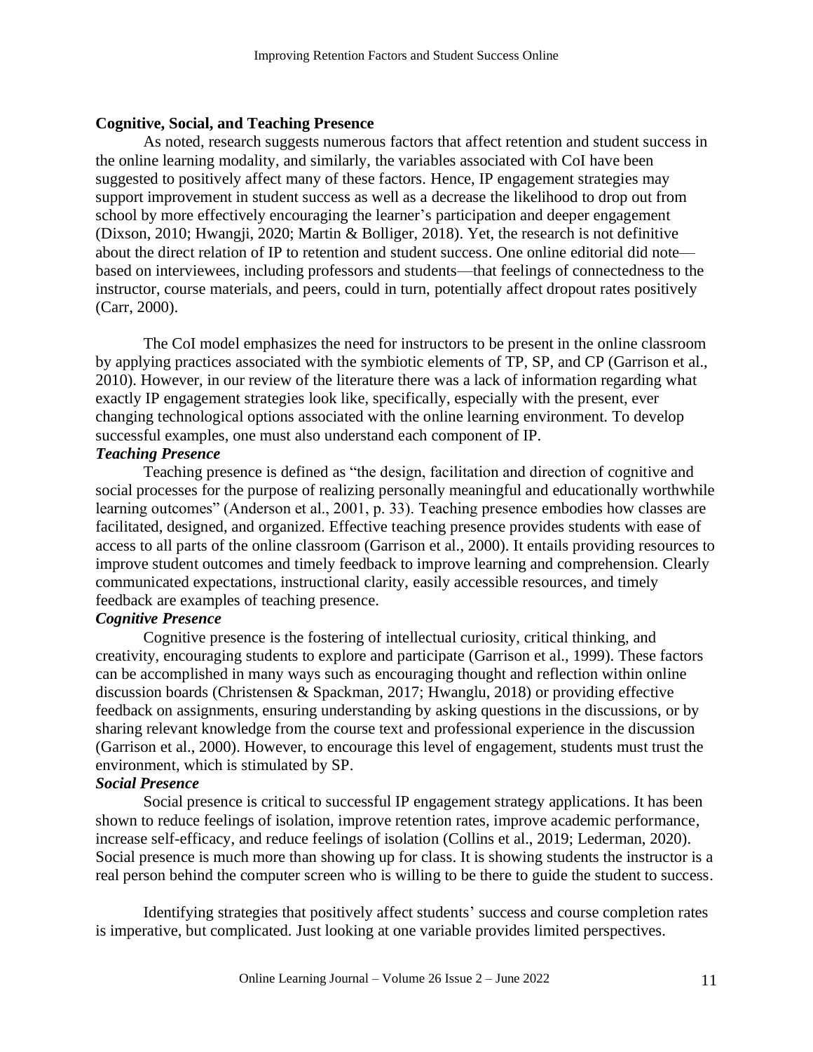## Cognitive, Social, and Teaching Presence

As noted, research suggests numerous factors that affect retention and student success in the online learning modality, and similarly, the variables associated with CoI have been suggested to positively affect many of these factors. Hence, IP engagement strategies may support improvement in student success as well as a decrease the likelihood to drop out from school by more effectively encouraging the learner's participation and deeper engagement (Dixson, 2010; Hwangji, 2020; Martin & Bolliger, 2018). Yet, the research is not definitive about the direct relation of IP to retention and student success. One online editorial did note—based on interviewees, including professors and students—that feelings of connectedness to the instructor, course materials, and peers, could in turn, potentially affect dropout rates positively (Carr, 2000).

The CoI model emphasizes the need for instructors to be present in the online classroom by applying practices associated with the symbiotic elements of TP, SP, and CP (Garrison et al., 2010). However, in our review of the literature there was a lack of information regarding what exactly IP engagement strategies look like, specifically, especially with the present, ever changing technological options associated with the online learning environment. To develop successful examples, one must also understand each component of IP.

### *Teaching Presence*

Teaching presence is defined as "the design, facilitation and direction of cognitive and social processes for the purpose of realizing personally meaningful and educationally worthwhile learning outcomes" (Anderson et al., 2001, p. 33). Teaching presence embodies how classes are facilitated, designed, and organized. Effective teaching presence provides students with ease of access to all parts of the online classroom (Garrison et al., 2000). It entails providing resources to improve student outcomes and timely feedback to improve learning and comprehension. Clearly communicated expectations, instructional clarity, easily accessible resources, and timely feedback are examples of teaching presence.

### *Cognitive Presence*

Cognitive presence is the fostering of intellectual curiosity, critical thinking, and creativity, encouraging students to explore and participate (Garrison et al., 1999). These factors can be accomplished in many ways such as encouraging thought and reflection within online discussion boards (Christensen & Spackman, 2017; Hwanglu, 2018) or providing effective feedback on assignments, ensuring understanding by asking questions in the discussions, or by sharing relevant knowledge from the course text and professional experience in the discussion (Garrison et al., 2000). However, to encourage this level of engagement, students must trust the environment, which is stimulated by SP.

### *Social Presence*

Social presence is critical to successful IP engagement strategy applications. It has been shown to reduce feelings of isolation, improve retention rates, improve academic performance, increase self-efficacy, and reduce feelings of isolation (Collins et al., 2019; Lederman, 2020). Social presence is much more than showing up for class. It is showing students the instructor is a real person behind the computer screen who is willing to be there to guide the student to success.

Identifying strategies that positively affect students' success and course completion rates is imperative, but complicated. Just looking at one variable provides limited perspectives.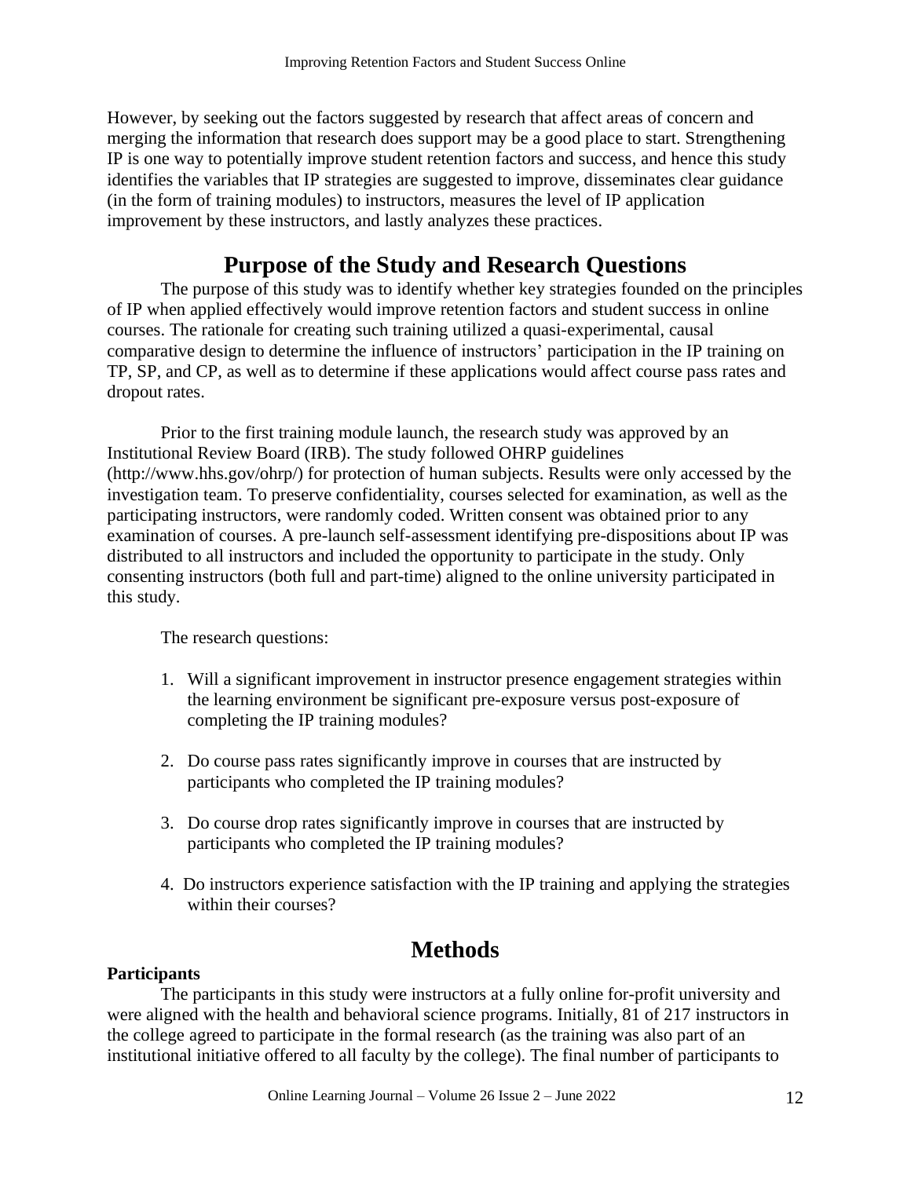However, by seeking out the factors suggested by research that affect areas of concern and merging the information that research does support may be a good place to start. Strengthening IP is one way to potentially improve student retention factors and success, and hence this study identifies the variables that IP strategies are suggested to improve, disseminates clear guidance (in the form of training modules) to instructors, measures the level of IP application improvement by these instructors, and lastly analyzes these practices.

## Purpose of the Study and Research Questions

The purpose of this study was to identify whether key strategies founded on the principles of IP when applied effectively would improve retention factors and student success in online courses. The rationale for creating such training utilized a quasi-experimental, causal comparative design to determine the influence of instructors' participation in the IP training on TP, SP, and CP, as well as to determine if these applications would affect course pass rates and dropout rates.

Prior to the first training module launch, the research study was approved by an Institutional Review Board (IRB). The study followed OHRP guidelines (http://www.hhs.gov/ohrp/) for protection of human subjects. Results were only accessed by the investigation team. To preserve confidentiality, courses selected for examination, as well as the participating instructors, were randomly coded. Written consent was obtained prior to any examination of courses. A pre-launch self-assessment identifying pre-dispositions about IP was distributed to all instructors and included the opportunity to participate in the study. Only consenting instructors (both full and part-time) aligned to the online university participated in this study.

The research questions:

1. Will a significant improvement in instructor presence engagement strategies within the learning environment be significant pre-exposure versus post-exposure of completing the IP training modules?

2. Do course pass rates significantly improve in courses that are instructed by participants who completed the IP training modules?

3. Do course drop rates significantly improve in courses that are instructed by participants who completed the IP training modules?

4. Do instructors experience satisfaction with the IP training and applying the strategies within their courses?

## Methods

### Participants

The participants in this study were instructors at a fully online for-profit university and were aligned with the health and behavioral science programs. Initially, 81 of 217 instructors in the college agreed to participate in the formal research (as the training was also part of an institutional initiative offered to all faculty by the college). The final number of participants to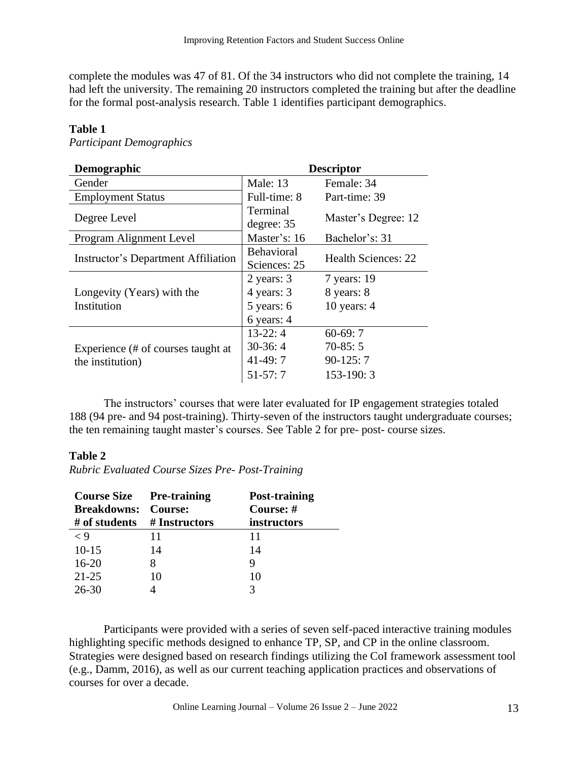complete the modules was 47 of 81. Of the 34 instructors who did not complete the training, 14 had left the university. The remaining 20 instructors completed the training but after the deadline for the formal post-analysis research. Table 1 identifies participant demographics.

**Table 1**

*Participant Demographics*

| Demographic | Descriptor | |
|---|---|---|
| Gender | Male: 13 | Female: 34 |
| Employment Status | Full-time: 8 | Part-time: 39 |
| Degree Level | Terminal degree: 35 | Master's Degree: 12 |
| Program Alignment Level | Master's: 16 | Bachelor's: 31 |
| Instructor's Department Affiliation | Behavioral Sciences: 25 | Health Sciences: 22 |
| Longevity (Years) with the Institution | 2 years: 3<br>4 years: 3<br>5 years: 6<br>6 years: 4 | 7 years: 19<br>8 years: 8<br>10 years: 4 |
| Experience (# of courses taught at the institution) | 13-22: 4<br>30-36: 4<br>41-49: 7<br>51-57: 7 | 60-69: 7<br>70-85: 5<br>90-125: 7<br>153-190: 3 |

The instructors' courses that were later evaluated for IP engagement strategies totaled 188 (94 pre- and 94 post-training). Thirty-seven of the instructors taught undergraduate courses; the ten remaining taught master's courses. See Table 2 for pre- post- course sizes.

**Table 2**

*Rubric Evaluated Course Sizes Pre- Post-Training*

| Course Size Breakdowns: # of students | Pre-training Course: # Instructors | Post-training Course: # instructors |
|---|---|---|
| < 9 | 11 | 11 |
| 10-15 | 14 | 14 |
| 16-20 | 8 | 9 |
| 21-25 | 10 | 10 |
| 26-30 | 4 | 3 |

Participants were provided with a series of seven self-paced interactive training modules highlighting specific methods designed to enhance TP, SP, and CP in the online classroom. Strategies were designed based on research findings utilizing the CoI framework assessment tool (e.g., Damm, 2016), as well as our current teaching application practices and observations of courses for over a decade.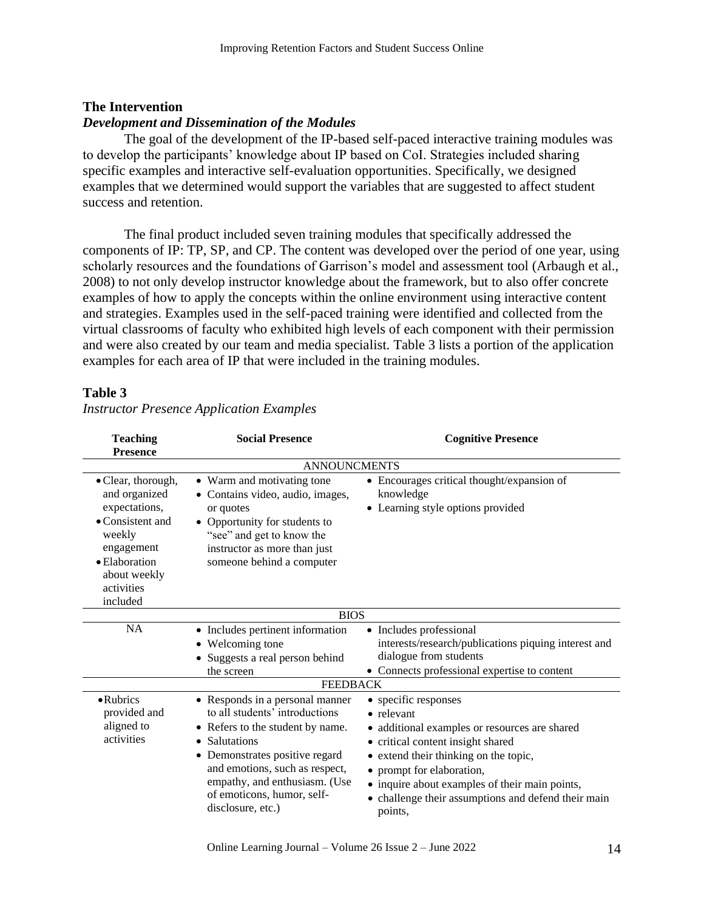## The Intervention

### *Development and Dissemination of the Modules*

The goal of the development of the IP-based self-paced interactive training modules was to develop the participants' knowledge about IP based on CoI. Strategies included sharing specific examples and interactive self-evaluation opportunities. Specifically, we designed examples that we determined would support the variables that are suggested to affect student success and retention.

The final product included seven training modules that specifically addressed the components of IP: TP, SP, and CP. The content was developed over the period of one year, using scholarly resources and the foundations of Garrison's model and assessment tool (Arbaugh et al., 2008) to not only develop instructor knowledge about the framework, but to also offer concrete examples of how to apply the concepts within the online environment using interactive content and strategies. Examples used in the self-paced training were identified and collected from the virtual classrooms of faculty who exhibited high levels of each component with their permission and were also created by our team and media specialist. Table 3 lists a portion of the application examples for each area of IP that were included in the training modules.

**Table 3**

*Instructor Presence Application Examples*

| Teaching Presence | Social Presence | Cognitive Presence |
|---|---|---|
| | ANNOUNCMENTS | |
| • Clear, thorough, and organized expectations,<br>• Consistent and weekly engagement<br>• Elaboration about weekly activities included | • Warm and motivating tone<br>• Contains video, audio, images, or quotes<br>• Opportunity for students to "see" and get to know the instructor as more than just someone behind a computer | • Encourages critical thought/expansion of knowledge<br>• Learning style options provided |
| | BIOS | |
| NA | • Includes pertinent information<br>• Welcoming tone<br>• Suggests a real person behind the screen | • Includes professional interests/research/publications piquing interest and dialogue from students<br>• Connects professional expertise to content |
| | FEEDBACK | |
| • Rubrics provided and aligned to activities | • Responds in a personal manner to all students' introductions<br>• Refers to the student by name.<br>• Salutations<br>• Demonstrates positive regard and emotions, such as respect, empathy, and enthusiasm. (Use of emoticons, humor, self-disclosure, etc.) | • specific responses<br>• relevant<br>• additional examples or resources are shared<br>• critical content insight shared<br>• extend their thinking on the topic,<br>• prompt for elaboration,<br>• inquire about examples of their main points,<br>• challenge their assumptions and defend their main points, |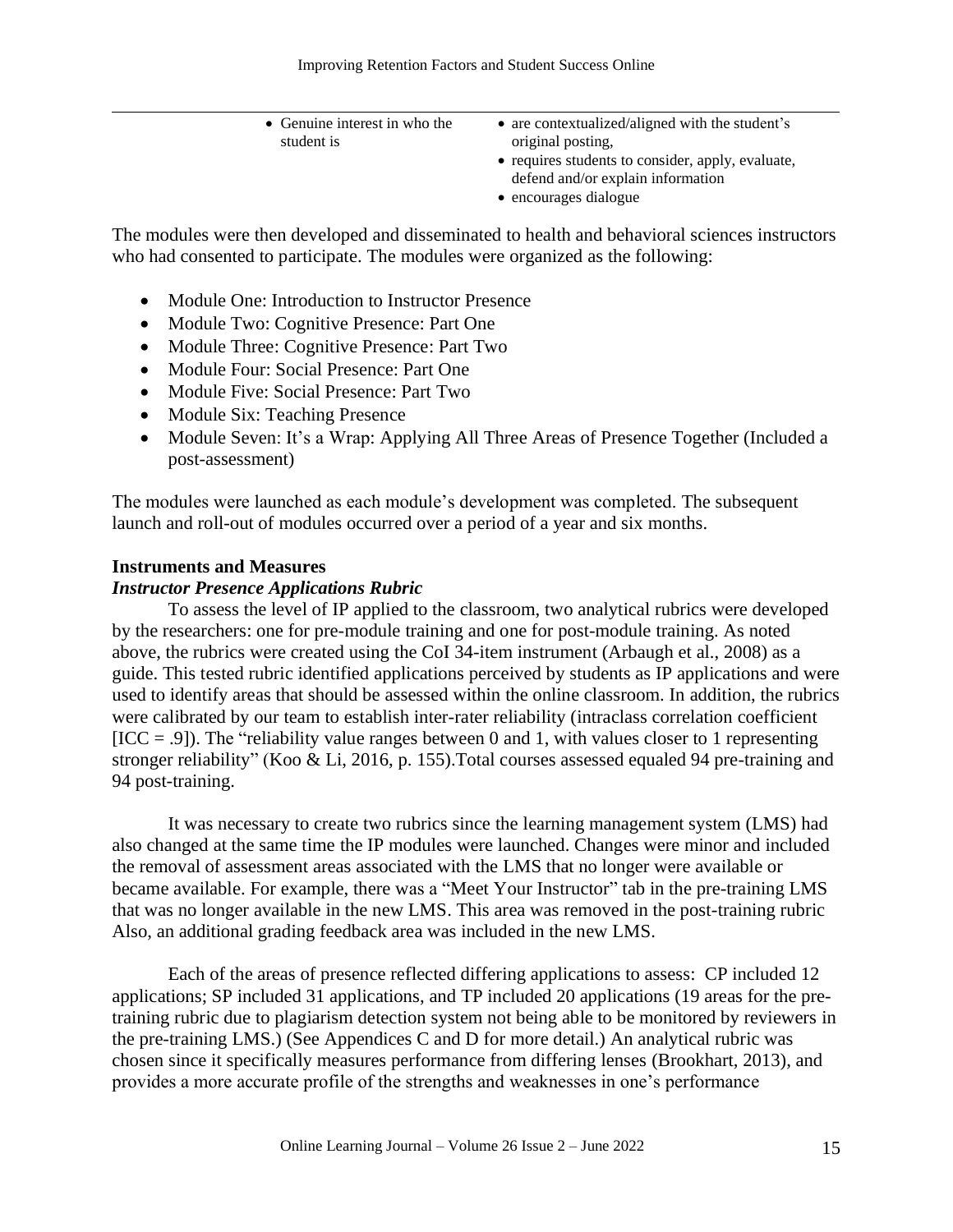| | |
|---|---|
| • Genuine interest in who the student is | • are contextualized/aligned with the student's original posting,<br>• requires students to consider, apply, evaluate, defend and/or explain information<br>• encourages dialogue |

The modules were then developed and disseminated to health and behavioral sciences instructors who had consented to participate. The modules were organized as the following:

- Module One: Introduction to Instructor Presence
- Module Two: Cognitive Presence: Part One
- Module Three: Cognitive Presence: Part Two
- Module Four: Social Presence: Part One
- Module Five: Social Presence: Part Two
- Module Six: Teaching Presence
- Module Seven: It's a Wrap: Applying All Three Areas of Presence Together (Included a post-assessment)

The modules were launched as each module's development was completed. The subsequent launch and roll-out of modules occurred over a period of a year and six months.

**Instruments and Measures**

***Instructor Presence Applications Rubric***

To assess the level of IP applied to the classroom, two analytical rubrics were developed by the researchers: one for pre-module training and one for post-module training. As noted above, the rubrics were created using the CoI 34-item instrument (Arbaugh et al., 2008) as a guide. This tested rubric identified applications perceived by students as IP applications and were used to identify areas that should be assessed within the online classroom. In addition, the rubrics were calibrated by our team to establish inter-rater reliability (intraclass correlation coefficient [ICC = .9]). The "reliability value ranges between 0 and 1, with values closer to 1 representing stronger reliability" (Koo & Li, 2016, p. 155).Total courses assessed equaled 94 pre-training and 94 post-training.

It was necessary to create two rubrics since the learning management system (LMS) had also changed at the same time the IP modules were launched. Changes were minor and included the removal of assessment areas associated with the LMS that no longer were available or became available. For example, there was a "Meet Your Instructor" tab in the pre-training LMS that was no longer available in the new LMS. This area was removed in the post-training rubric Also, an additional grading feedback area was included in the new LMS.

Each of the areas of presence reflected differing applications to assess: CP included 12 applications; SP included 31 applications, and TP included 20 applications (19 areas for the pre-training rubric due to plagiarism detection system not being able to be monitored by reviewers in the pre-training LMS.) (See Appendices C and D for more detail.) An analytical rubric was chosen since it specifically measures performance from differing lenses (Brookhart, 2013), and provides a more accurate profile of the strengths and weaknesses in one's performance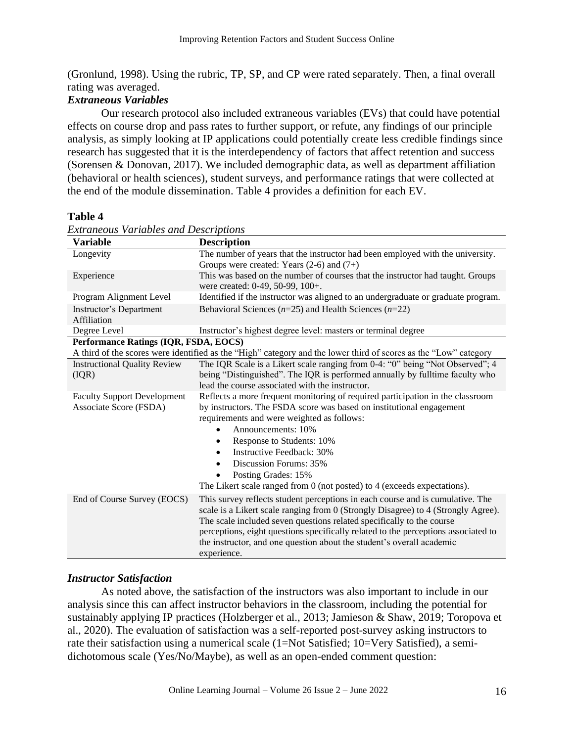(Gronlund, 1998). Using the rubric, TP, SP, and CP were rated separately. Then, a final overall rating was averaged.

### *Extraneous Variables*

Our research protocol also included extraneous variables (EVs) that could have potential effects on course drop and pass rates to further support, or refute, any findings of our principle analysis, as simply looking at IP applications could potentially create less credible findings since research has suggested that it is the interdependency of factors that affect retention and success (Sorensen & Donovan, 2017). We included demographic data, as well as department affiliation (behavioral or health sciences), student surveys, and performance ratings that were collected at the end of the module dissemination. Table 4 provides a definition for each EV.

**Table 4**

*Extraneous Variables and Descriptions*

| Variable | Description |
|---|---|
| Longevity | The number of years that the instructor had been employed with the university. Groups were created: Years (2-6) and (7+) |
| Experience | This was based on the number of courses that the instructor had taught. Groups were created: 0-49, 50-99, 100+. |
| Program Alignment Level | Identified if the instructor was aligned to an undergraduate or graduate program. |
| Instructor's Department Affiliation | Behavioral Sciences (*n*=25) and Health Sciences (*n*=22) |
| Degree Level | Instructor's highest degree level: masters or terminal degree |
| **Performance Ratings (IQR, FSDA, EOCS)** | |
| A third of the scores were identified as the "High" category and the lower third of scores as the "Low" category | |
| Instructional Quality Review (IQR) | The IQR Scale is a Likert scale ranging from 0-4: "0" being "Not Observed"; 4 being "Distinguished". The IQR is performed annually by fulltime faculty who lead the course associated with the instructor. |
| Faculty Support Development Associate Score (FSDA) | Reflects a more frequent monitoring of required participation in the classroom by instructors. The FSDA score was based on institutional engagement requirements and were weighted as follows: <br>• Announcements: 10% <br>• Response to Students: 10% <br>• Instructive Feedback: 30% <br>• Discussion Forums: 35% <br>• Posting Grades: 15% <br>The Likert scale ranged from 0 (not posted) to 4 (exceeds expectations). |
| End of Course Survey (EOCS) | This survey reflects student perceptions in each course and is cumulative. The scale is a Likert scale ranging from 0 (Strongly Disagree) to 4 (Strongly Agree). The scale included seven questions related specifically to the course perceptions, eight questions specifically related to the perceptions associated to the instructor, and one question about the student's overall academic experience. |

### *Instructor Satisfaction*

As noted above, the satisfaction of the instructors was also important to include in our analysis since this can affect instructor behaviors in the classroom, including the potential for sustainably applying IP practices (Holzberger et al., 2013; Jamieson & Shaw, 2019; Toropova et al., 2020). The evaluation of satisfaction was a self-reported post-survey asking instructors to rate their satisfaction using a numerical scale (1=Not Satisfied; 10=Very Satisfied), a semi-dichotomous scale (Yes/No/Maybe), as well as an open-ended comment question: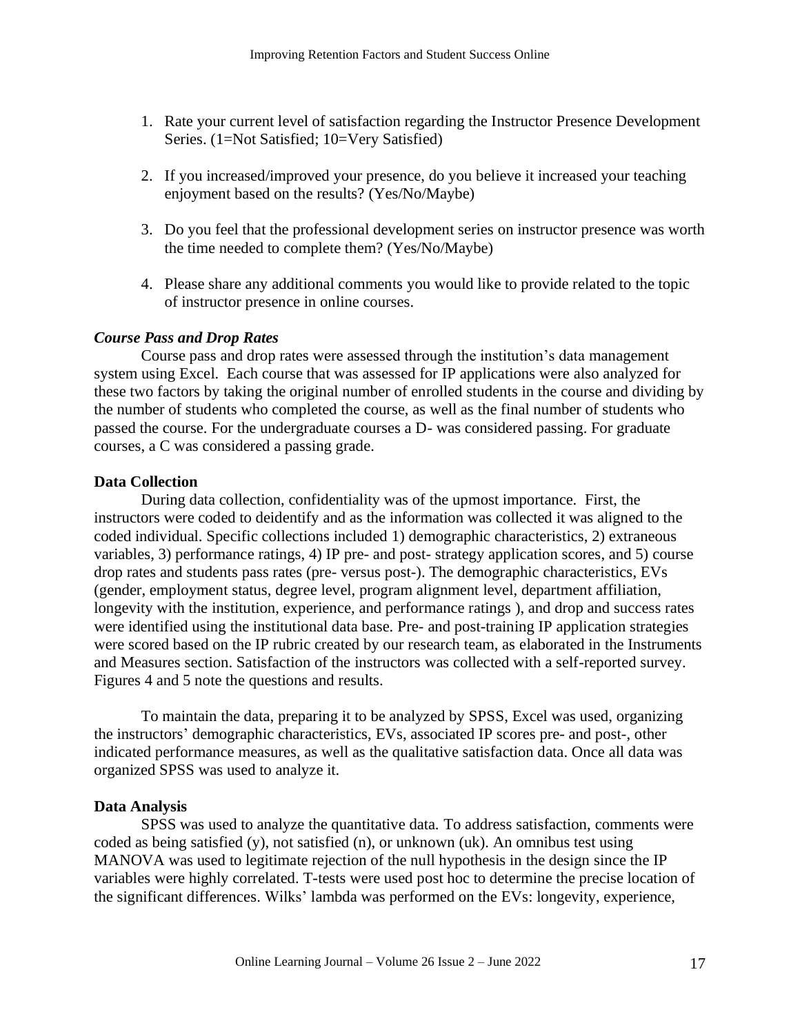1. Rate your current level of satisfaction regarding the Instructor Presence Development Series. (1=Not Satisfied; 10=Very Satisfied)

2. If you increased/improved your presence, do you believe it increased your teaching enjoyment based on the results? (Yes/No/Maybe)

3. Do you feel that the professional development series on instructor presence was worth the time needed to complete them? (Yes/No/Maybe)

4. Please share any additional comments you would like to provide related to the topic of instructor presence in online courses.

### *Course Pass and Drop Rates*

Course pass and drop rates were assessed through the institution's data management system using Excel. Each course that was assessed for IP applications were also analyzed for these two factors by taking the original number of enrolled students in the course and dividing by the number of students who completed the course, as well as the final number of students who passed the course. For the undergraduate courses a D- was considered passing. For graduate courses, a C was considered a passing grade.

## **Data Collection**

During data collection, confidentiality was of the upmost importance. First, the instructors were coded to deidentify and as the information was collected it was aligned to the coded individual. Specific collections included 1) demographic characteristics, 2) extraneous variables, 3) performance ratings, 4) IP pre- and post- strategy application scores, and 5) course drop rates and students pass rates (pre- versus post-). The demographic characteristics, EVs (gender, employment status, degree level, program alignment level, department affiliation, longevity with the institution, experience, and performance ratings ), and drop and success rates were identified using the institutional data base. Pre- and post-training IP application strategies were scored based on the IP rubric created by our research team, as elaborated in the Instruments and Measures section. Satisfaction of the instructors was collected with a self-reported survey. Figures 4 and 5 note the questions and results.

To maintain the data, preparing it to be analyzed by SPSS, Excel was used, organizing the instructors' demographic characteristics, EVs, associated IP scores pre- and post-, other indicated performance measures, as well as the qualitative satisfaction data. Once all data was organized SPSS was used to analyze it.

## **Data Analysis**

SPSS was used to analyze the quantitative data. To address satisfaction, comments were coded as being satisfied (y), not satisfied (n), or unknown (uk). An omnibus test using MANOVA was used to legitimate rejection of the null hypothesis in the design since the IP variables were highly correlated. T-tests were used post hoc to determine the precise location of the significant differences. Wilks' lambda was performed on the EVs: longevity, experience,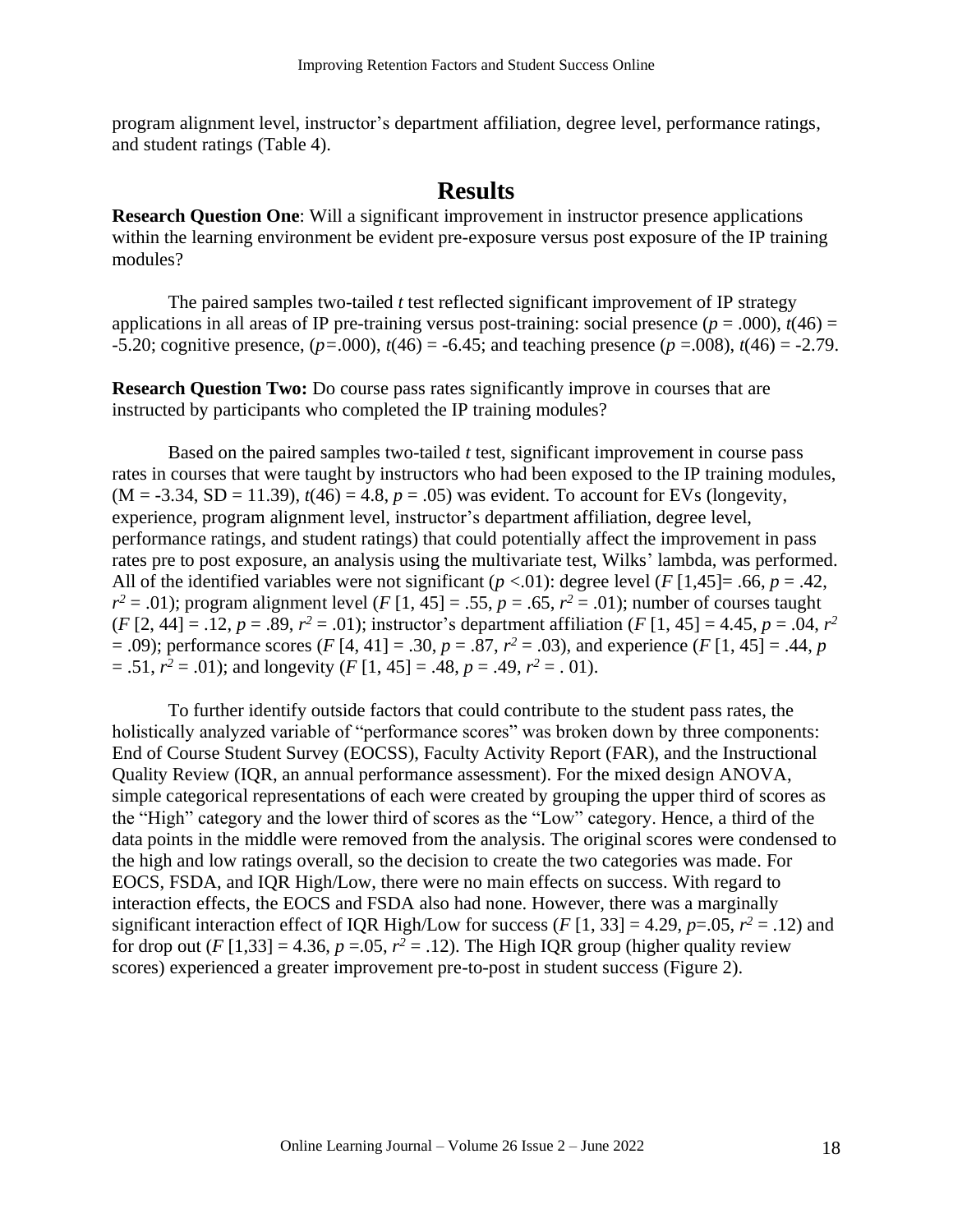program alignment level, instructor's department affiliation, degree level, performance ratings, and student ratings (Table 4).

## Results

**Research Question One**: Will a significant improvement in instructor presence applications within the learning environment be evident pre-exposure versus post exposure of the IP training modules?

The paired samples two-tailed *t* test reflected significant improvement of IP strategy applications in all areas of IP pre-training versus post-training: social presence ($p = .000$), $t(46) = -5.20$; cognitive presence, ($p=.000$), $t(46) = -6.45$; and teaching presence ($p =.008$), $t(46) = -2.79$.

**Research Question Two:** Do course pass rates significantly improve in courses that are instructed by participants who completed the IP training modules?

Based on the paired samples two-tailed *t* test, significant improvement in course pass rates in courses that were taught by instructors who had been exposed to the IP training modules, ($M = -3.34$, $SD = 11.39$), $t(46) = 4.8$, $p = .05$) was evident. To account for EVs (longevity, experience, program alignment level, instructor's department affiliation, degree level, performance ratings, and student ratings) that could potentially affect the improvement in pass rates pre to post exposure, an analysis using the multivariate test, Wilks' lambda, was performed. All of the identified variables were not significant ($p <.01$): degree level ($F$ [1,45]= .66, $p = .42$, $r^2 = .01$); program alignment level ($F$ [1, 45] = .55, $p = .65$, $r^2 = .01$); number of courses taught ($F$ [2, 44] = .12, $p = .89$, $r^2 = .01$); instructor's department affiliation ($F$ [1, 45] = 4.45, $p = .04$, $r^2 = .09$); performance scores ($F$ [4, 41] = .30, $p = .87$, $r^2 = .03$), and experience ($F$ [1, 45] = .44, $p = .51$, $r^2 = .01$); and longevity ($F$ [1, 45] = .48, $p = .49$, $r^2 = .01$).

To further identify outside factors that could contribute to the student pass rates, the holistically analyzed variable of "performance scores" was broken down by three components: End of Course Student Survey (EOCSS), Faculty Activity Report (FAR), and the Instructional Quality Review (IQR, an annual performance assessment). For the mixed design ANOVA, simple categorical representations of each were created by grouping the upper third of scores as the "High" category and the lower third of scores as the "Low" category. Hence, a third of the data points in the middle were removed from the analysis. The original scores were condensed to the high and low ratings overall, so the decision to create the two categories was made. For EOCS, FSDA, and IQR High/Low, there were no main effects on success. With regard to interaction effects, the EOCS and FSDA also had none. However, there was a marginally significant interaction effect of IQR High/Low for success ($F$ [1, 33] = 4.29, $p$=.05, $r^2 = .12$) and for drop out ($F$ [1,33] = 4.36, $p$ =.05, $r^2 = .12$). The High IQR group (higher quality review scores) experienced a greater improvement pre-to-post in student success (Figure 2).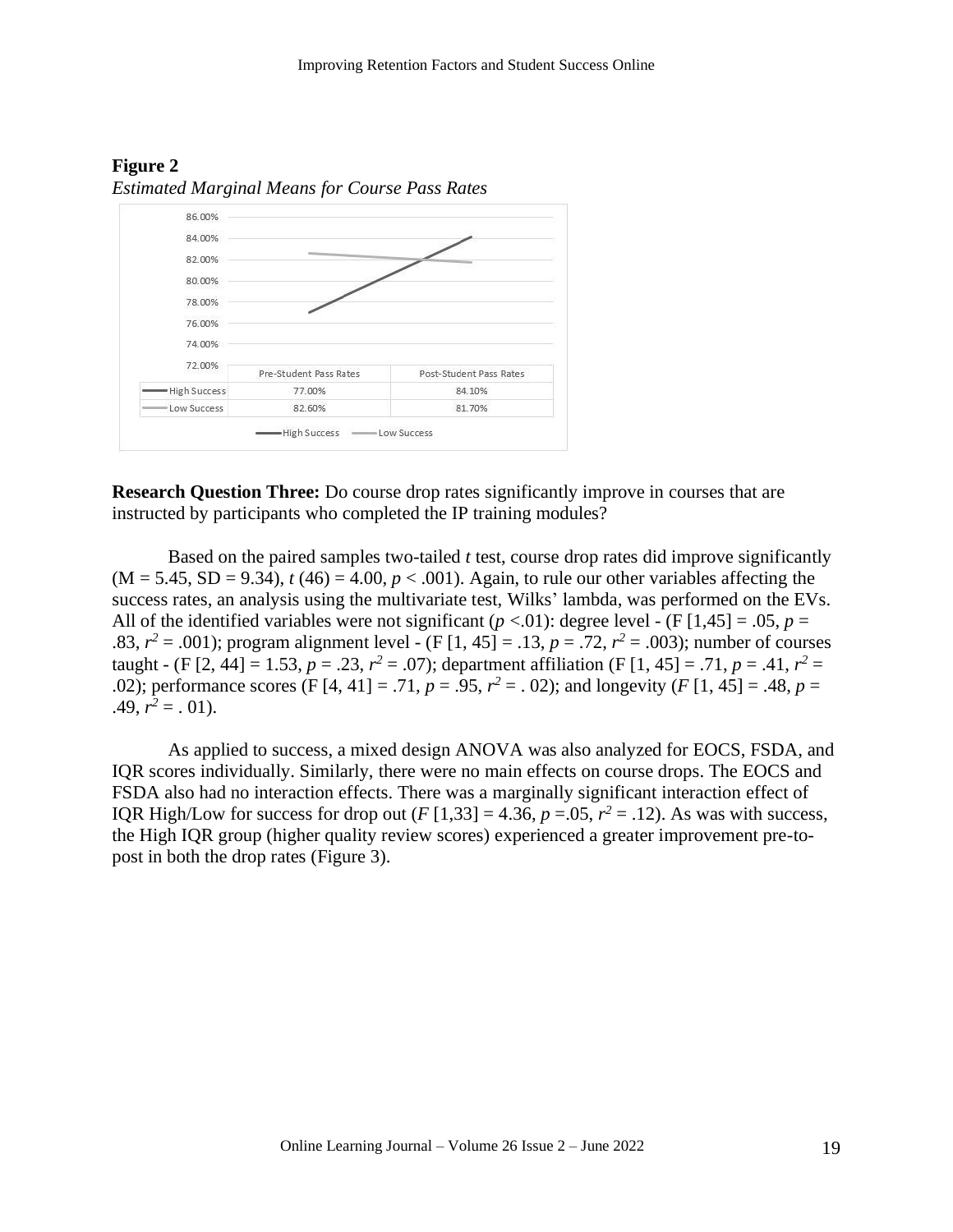**Figure 2**

*Estimated Marginal Means for Course Pass Rates*

| | Pre-Student Pass Rates | Post-Student Pass Rates |
|---|---|---|
| High Success | 77.00% | 84.10% |
| Low Success | 82.60% | 81.70% |

**Research Question Three:** Do course drop rates significantly improve in courses that are instructed by participants who completed the IP training modules?

Based on the paired samples two-tailed *t* test, course drop rates did improve significantly (M = 5.45, SD = 9.34), $t$ (46) = 4.00, $p < .001$). Again, to rule our other variables affecting the success rates, an analysis using the multivariate test, Wilks' lambda, was performed on the EVs. All of the identified variables were not significant ($p$ <.01): degree level - (F [1,45] = .05, $p$ = .83, $r^2$ = .001); program alignment level - (F [1, 45] = .13, $p$ = .72, $r^2$ = .003); number of courses taught - (F [2, 44] = 1.53, $p$ = .23, $r^2$ = .07); department affiliation (F [1, 45] = .71, $p$ = .41, $r^2$ = .02); performance scores (F [4, 41] = .71, $p$ = .95, $r^2$ = . 02); and longevity ($F$ [1, 45] = .48, $p$ = .49, $r^2$ = . 01).

As applied to success, a mixed design ANOVA was also analyzed for EOCS, FSDA, and IQR scores individually. Similarly, there were no main effects on course drops. The EOCS and FSDA also had no interaction effects. There was a marginally significant interaction effect of IQR High/Low for success for drop out ($F$ [1,33] = 4.36, $p$ =.05, $r^2$ = .12). As was with success, the High IQR group (higher quality review scores) experienced a greater improvement pre-to-post in both the drop rates (Figure 3).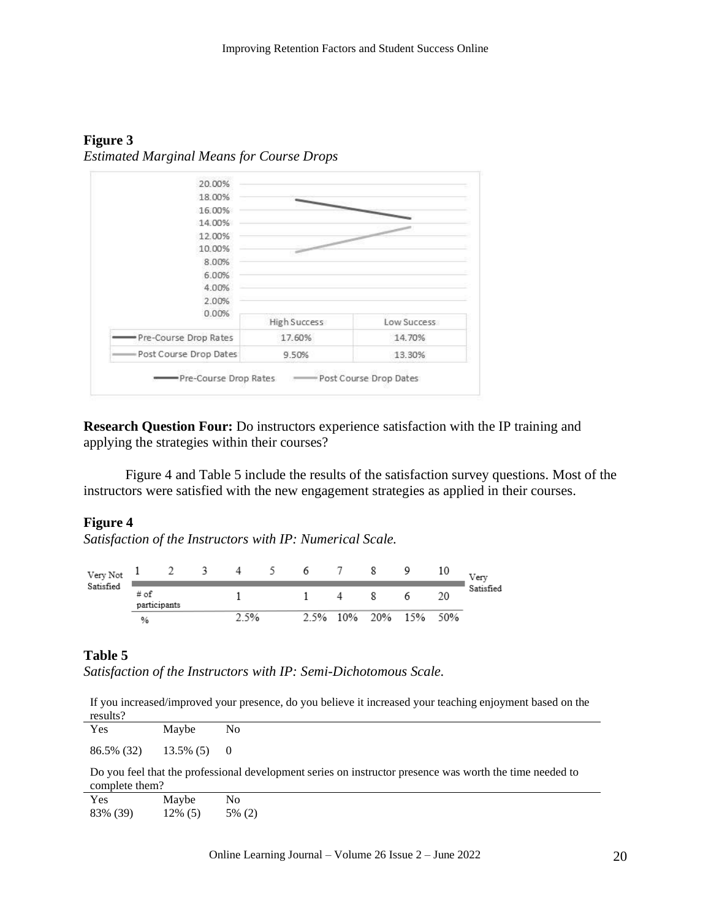**Figure 3**
*Estimated Marginal Means for Course Drops*

| | High Success | Low Success |
|---|---|---|
| Pre-Course Drop Rates | 17.60% | 14.70% |
| Post Course Drop Dates | 9.50% | 13.30% |

**Research Question Four:** Do instructors experience satisfaction with the IP training and applying the strategies within their courses?

Figure 4 and Table 5 include the results of the satisfaction survey questions. Most of the instructors were satisfied with the new engagement strategies as applied in their courses.

**Figure 4**
*Satisfaction of the Instructors with IP: Numerical Scale.*

| Very Not Satisfied | 1 | 2 | 3 | 4 | 5 | 6 | 7 | 8 | 9 | 10 | Very Satisfied |
|---|---|---|---|---|---|---|---|---|---|---|---|
| # of participants | | | | 1 | | 1 | 4 | 8 | 6 | 20 | |
| % | | | | 2.5% | | 2.5% | 10% | 20% | 15% | 50% | |

**Table 5**
*Satisfaction of the Instructors with IP: Semi-Dichotomous Scale.*

If you increased/improved your presence, do you believe it increased your teaching enjoyment based on the results?

| Yes | Maybe | No |
|---|---|---|
| 86.5% (32) | 13.5% (5) | 0 |

Do you feel that the professional development series on instructor presence was worth the time needed to complete them?

| Yes | Maybe | No |
|---|---|---|
| 83% (39) | 12% (5) | 5% (2) |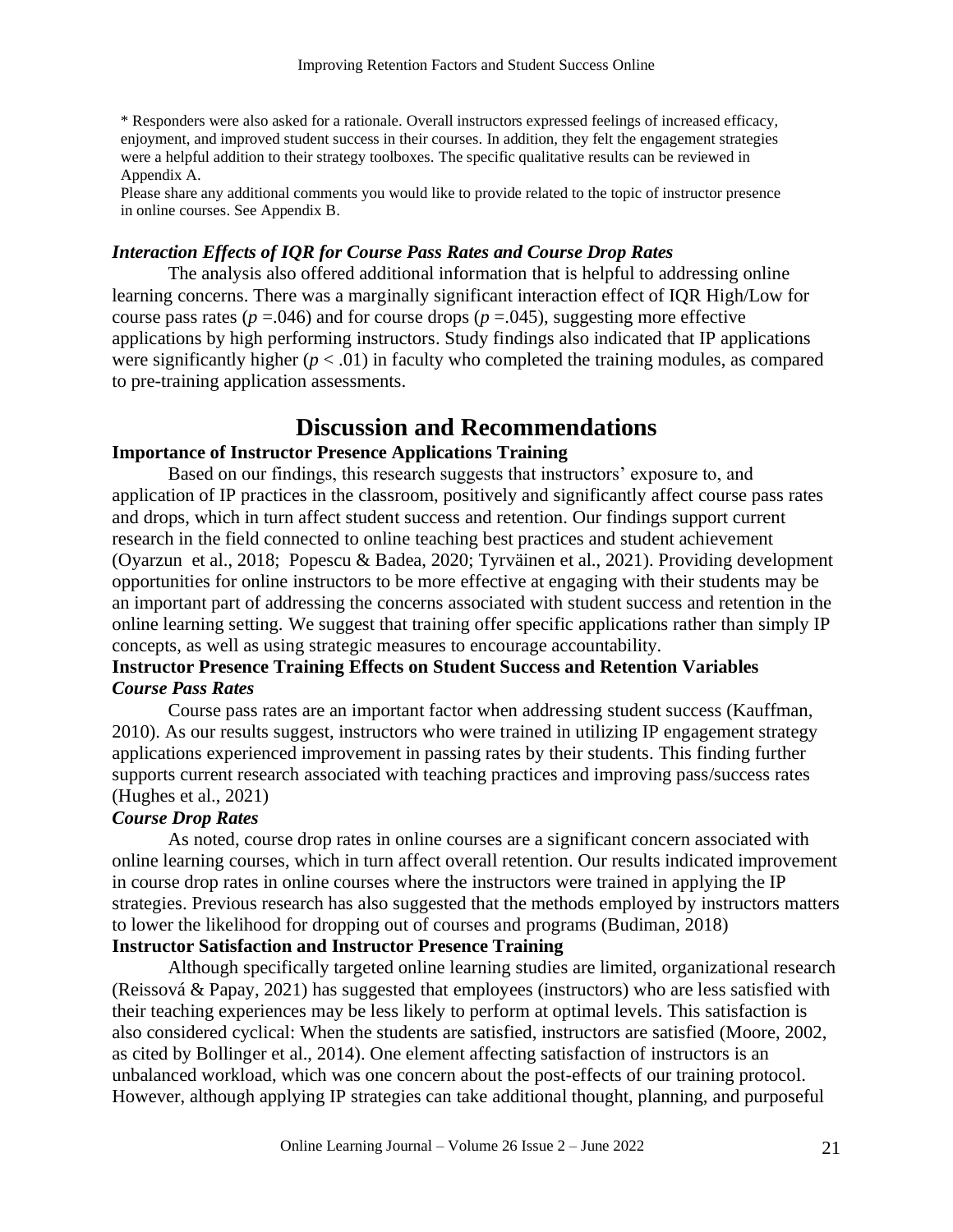\* Responders were also asked for a rationale. Overall instructors expressed feelings of increased efficacy, enjoyment, and improved student success in their courses. In addition, they felt the engagement strategies were a helpful addition to their strategy toolboxes. The specific qualitative results can be reviewed in Appendix A.

Please share any additional comments you would like to provide related to the topic of instructor presence in online courses. See Appendix B.

### *Interaction Effects of IQR for Course Pass Rates and Course Drop Rates*

The analysis also offered additional information that is helpful to addressing online learning concerns. There was a marginally significant interaction effect of IQR High/Low for course pass rates ($p = .046$) and for course drops ($p = .045$), suggesting more effective applications by high performing instructors. Study findings also indicated that IP applications were significantly higher ($p < .01$) in faculty who completed the training modules, as compared to pre-training application assessments.

## Discussion and Recommendations

### Importance of Instructor Presence Applications Training

Based on our findings, this research suggests that instructors' exposure to, and application of IP practices in the classroom, positively and significantly affect course pass rates and drops, which in turn affect student success and retention. Our findings support current research in the field connected to online teaching best practices and student achievement (Oyarzun et al., 2018; Popescu & Badea, 2020; Tyrväinen et al., 2021). Providing development opportunities for online instructors to be more effective at engaging with their students may be an important part of addressing the concerns associated with student success and retention in the online learning setting. We suggest that training offer specific applications rather than simply IP concepts, as well as using strategic measures to encourage accountability.

### Instructor Presence Training Effects on Student Success and Retention Variables

#### *Course Pass Rates*

Course pass rates are an important factor when addressing student success (Kauffman, 2010). As our results suggest, instructors who were trained in utilizing IP engagement strategy applications experienced improvement in passing rates by their students. This finding further supports current research associated with teaching practices and improving pass/success rates (Hughes et al., 2021)

#### *Course Drop Rates*

As noted, course drop rates in online courses are a significant concern associated with online learning courses, which in turn affect overall retention. Our results indicated improvement in course drop rates in online courses where the instructors were trained in applying the IP strategies. Previous research has also suggested that the methods employed by instructors matters to lower the likelihood for dropping out of courses and programs (Budiman, 2018)

### Instructor Satisfaction and Instructor Presence Training

Although specifically targeted online learning studies are limited, organizational research (Reissová & Papay, 2021) has suggested that employees (instructors) who are less satisfied with their teaching experiences may be less likely to perform at optimal levels. This satisfaction is also considered cyclical: When the students are satisfied, instructors are satisfied (Moore, 2002, as cited by Bollinger et al., 2014). One element affecting satisfaction of instructors is an unbalanced workload, which was one concern about the post-effects of our training protocol. However, although applying IP strategies can take additional thought, planning, and purposeful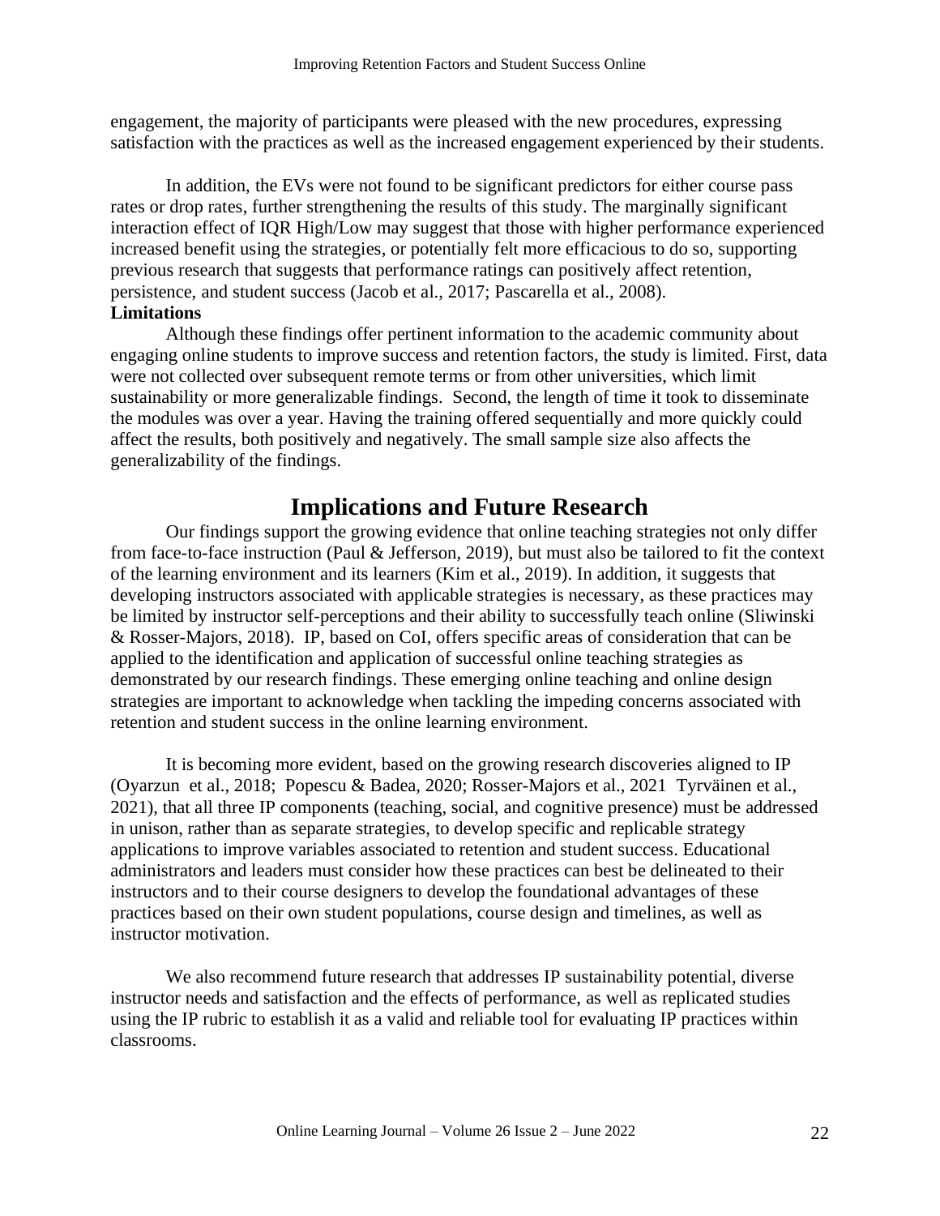engagement, the majority of participants were pleased with the new procedures, expressing satisfaction with the practices as well as the increased engagement experienced by their students.

In addition, the EVs were not found to be significant predictors for either course pass rates or drop rates, further strengthening the results of this study. The marginally significant interaction effect of IQR High/Low may suggest that those with higher performance experienced increased benefit using the strategies, or potentially felt more efficacious to do so, supporting previous research that suggests that performance ratings can positively affect retention, persistence, and student success (Jacob et al., 2017; Pascarella et al., 2008).

**Limitations**

Although these findings offer pertinent information to the academic community about engaging online students to improve success and retention factors, the study is limited. First, data were not collected over subsequent remote terms or from other universities, which limit sustainability or more generalizable findings. Second, the length of time it took to disseminate the modules was over a year. Having the training offered sequentially and more quickly could affect the results, both positively and negatively. The small sample size also affects the generalizability of the findings.

# Implications and Future Research

Our findings support the growing evidence that online teaching strategies not only differ from face-to-face instruction (Paul & Jefferson, 2019), but must also be tailored to fit the context of the learning environment and its learners (Kim et al., 2019). In addition, it suggests that developing instructors associated with applicable strategies is necessary, as these practices may be limited by instructor self-perceptions and their ability to successfully teach online (Sliwinski & Rosser-Majors, 2018). IP, based on CoI, offers specific areas of consideration that can be applied to the identification and application of successful online teaching strategies as demonstrated by our research findings. These emerging online teaching and online design strategies are important to acknowledge when tackling the impeding concerns associated with retention and student success in the online learning environment.

It is becoming more evident, based on the growing research discoveries aligned to IP (Oyarzun et al., 2018; Popescu & Badea, 2020; Rosser-Majors et al., 2021 Tyrväinen et al., 2021), that all three IP components (teaching, social, and cognitive presence) must be addressed in unison, rather than as separate strategies, to develop specific and replicable strategy applications to improve variables associated to retention and student success. Educational administrators and leaders must consider how these practices can best be delineated to their instructors and to their course designers to develop the foundational advantages of these practices based on their own student populations, course design and timelines, as well as instructor motivation.

We also recommend future research that addresses IP sustainability potential, diverse instructor needs and satisfaction and the effects of performance, as well as replicated studies using the IP rubric to establish it as a valid and reliable tool for evaluating IP practices within classrooms.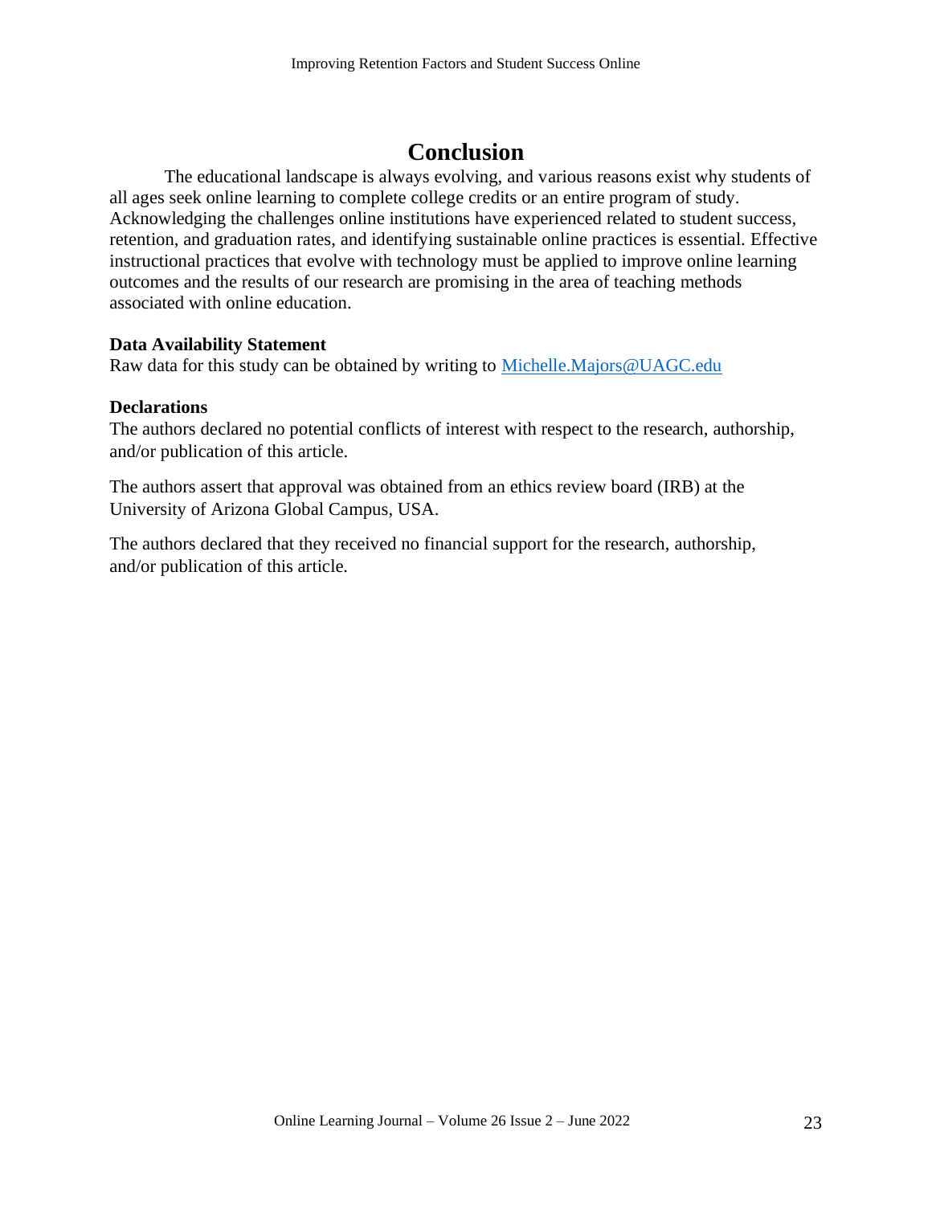# Conclusion

The educational landscape is always evolving, and various reasons exist why students of all ages seek online learning to complete college credits or an entire program of study. Acknowledging the challenges online institutions have experienced related to student success, retention, and graduation rates, and identifying sustainable online practices is essential. Effective instructional practices that evolve with technology must be applied to improve online learning outcomes and the results of our research are promising in the area of teaching methods associated with online education.

**Data Availability Statement**

Raw data for this study can be obtained by writing to Michelle.Majors@UAGC.edu

**Declarations**

The authors declared no potential conflicts of interest with respect to the research, authorship, and/or publication of this article.

The authors assert that approval was obtained from an ethics review board (IRB) at the University of Arizona Global Campus, USA.

The authors declared that they received no financial support for the research, authorship, and/or publication of this article.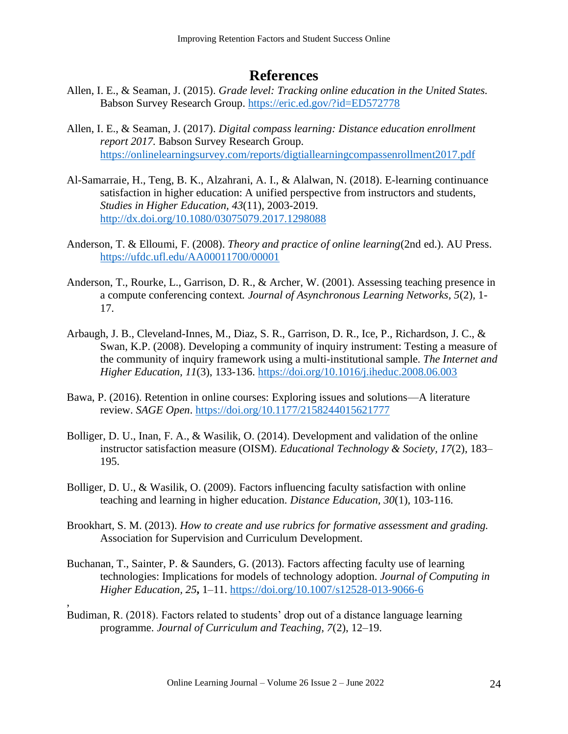# References

Allen, I. E., & Seaman, J. (2015). *Grade level: Tracking online education in the United States.* Babson Survey Research Group. https://eric.ed.gov/?id=ED572778

Allen, I. E., & Seaman, J. (2017). *Digital compass learning: Distance education enrollment report 2017.* Babson Survey Research Group. https://onlinelearningsurvey.com/reports/digtiallearningcompassenrollment2017.pdf

Al-Samarraie, H., Teng, B. K., Alzahrani, A. I., & Alalwan, N. (2018). E-learning continuance satisfaction in higher education: A unified perspective from instructors and students, *Studies in Higher Education, 43*(11), 2003-2019. http://dx.doi.org/10.1080/03075079.2017.1298088

Anderson, T. & Elloumi, F. (2008). *Theory and practice of online learning*(2nd ed.). AU Press. https://ufdc.ufl.edu/AA00011700/00001

Anderson, T., Rourke, L., Garrison, D. R., & Archer, W. (2001). Assessing teaching presence in a compute conferencing context*. Journal of Asynchronous Learning Networks, 5*(2), 1-17.

Arbaugh, J. B., Cleveland-Innes, M., Diaz, S. R., Garrison, D. R., Ice, P., Richardson, J. C., & Swan, K.P. (2008). Developing a community of inquiry instrument: Testing a measure of the community of inquiry framework using a multi-institutional sample. *The Internet and Higher Education, 11*(3), 133-136. https://doi.org/10.1016/j.iheduc.2008.06.003

Bawa, P. (2016). Retention in online courses: Exploring issues and solutions—A literature review. *SAGE Open*. https://doi.org/10.1177/2158244015621777

Bolliger, D. U., Inan, F. A., & Wasilik, O. (2014). Development and validation of the online instructor satisfaction measure (OISM). *Educational Technology & Society, 17*(2), 183–195.

Bolliger, D. U., & Wasilik, O. (2009). Factors influencing faculty satisfaction with online teaching and learning in higher education. *Distance Education, 30*(1), 103-116.

Brookhart, S. M. (2013). *How to create and use rubrics for formative assessment and grading.* Association for Supervision and Curriculum Development.

Buchanan, T., Sainter, P. & Saunders, G. (2013). Factors affecting faculty use of learning technologies: Implications for models of technology adoption. *Journal of Computing in Higher Education, 25***,** 1–11. https://doi.org/10.1007/s12528-013-9066-6

,

Budiman, R. (2018). Factors related to students' drop out of a distance language learning programme. *Journal of Curriculum and Teaching, 7*(2), 12–19.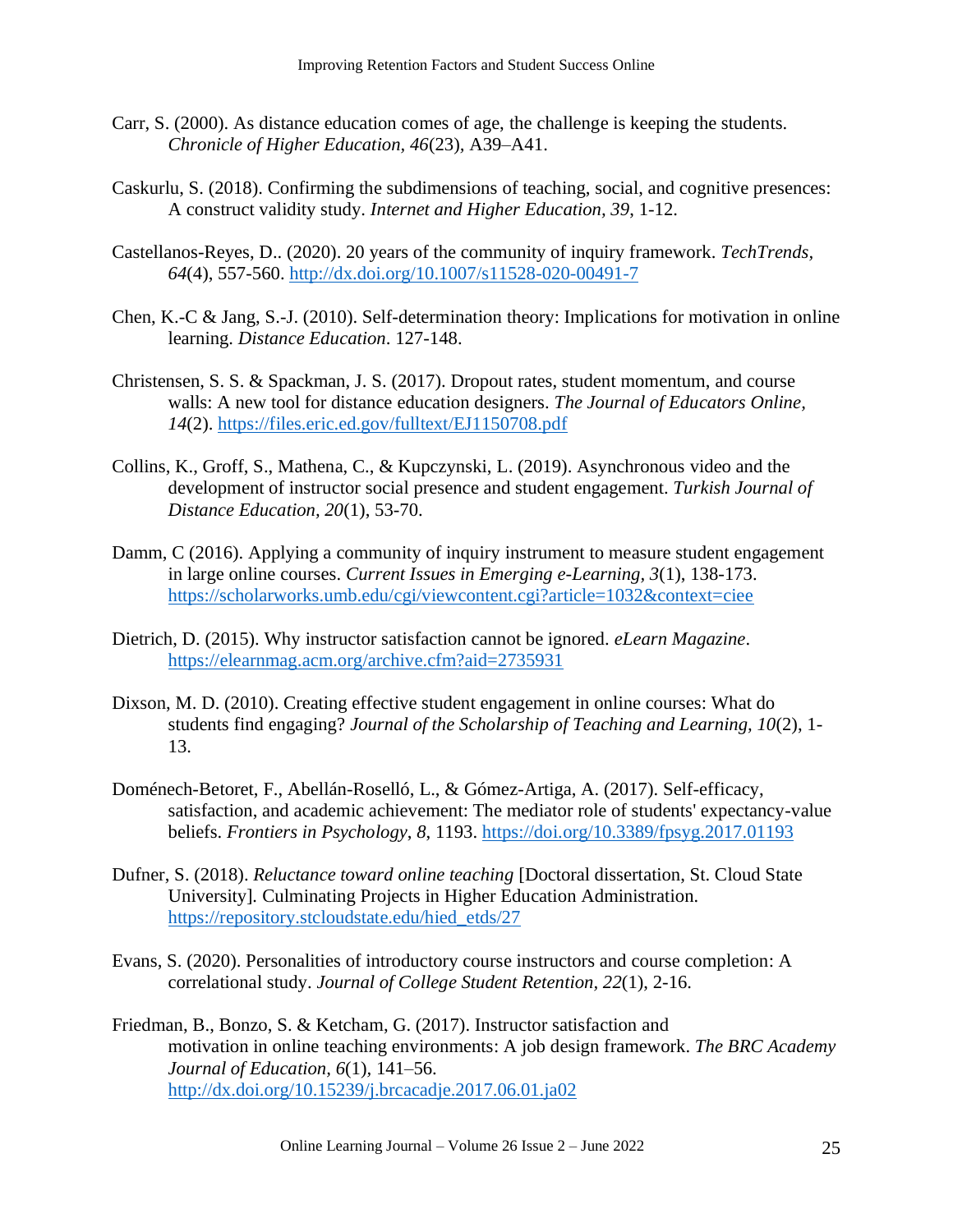Carr, S. (2000). As distance education comes of age, the challenge is keeping the students. *Chronicle of Higher Education, 46*(23), A39–A41.

Caskurlu, S. (2018). Confirming the subdimensions of teaching, social, and cognitive presences: A construct validity study. *Internet and Higher Education, 39*, 1-12.

Castellanos-Reyes, D.. (2020). 20 years of the community of inquiry framework. *TechTrends, 64*(4), 557-560. http://dx.doi.org/10.1007/s11528-020-00491-7

Chen, K.-C & Jang, S.-J. (2010). Self-determination theory: Implications for motivation in online learning. *Distance Education*. 127-148.

Christensen, S. S. & Spackman, J. S. (2017). Dropout rates, student momentum, and course walls: A new tool for distance education designers. *The Journal of Educators Online, 14*(2). https://files.eric.ed.gov/fulltext/EJ1150708.pdf

Collins, K., Groff, S., Mathena, C., & Kupczynski, L. (2019). Asynchronous video and the development of instructor social presence and student engagement. *Turkish Journal of Distance Education, 20*(1), 53-70.

Damm, C (2016). Applying a community of inquiry instrument to measure student engagement in large online courses. *Current Issues in Emerging e-Learning, 3*(1), 138-173. https://scholarworks.umb.edu/cgi/viewcontent.cgi?article=1032&context=ciee

Dietrich, D. (2015). Why instructor satisfaction cannot be ignored. *eLearn Magazine*. https://elearnmag.acm.org/archive.cfm?aid=2735931

Dixson, M. D. (2010). Creating effective student engagement in online courses: What do students find engaging? *Journal of the Scholarship of Teaching and Learning, 10*(2), 1-13.

Doménech-Betoret, F., Abellán-Roselló, L., & Gómez-Artiga, A. (2017). Self-efficacy, satisfaction, and academic achievement: The mediator role of students' expectancy-value beliefs. *Frontiers in Psychology*, *8*, 1193. https://doi.org/10.3389/fpsyg.2017.01193

Dufner, S. (2018). *Reluctance toward online teaching* [Doctoral dissertation, St. Cloud State University]. Culminating Projects in Higher Education Administration. https://repository.stcloudstate.edu/hied_etds/27

Evans, S. (2020). Personalities of introductory course instructors and course completion: A correlational study. *Journal of College Student Retention, 22*(1), 2-16.

Friedman, B., Bonzo, S. & Ketcham, G. (2017). Instructor satisfaction and motivation in online teaching environments: A job design framework. *The BRC Academy Journal of Education, 6*(1), 141–56. http://dx.doi.org/10.15239/j.brcacadje.2017.06.01.ja02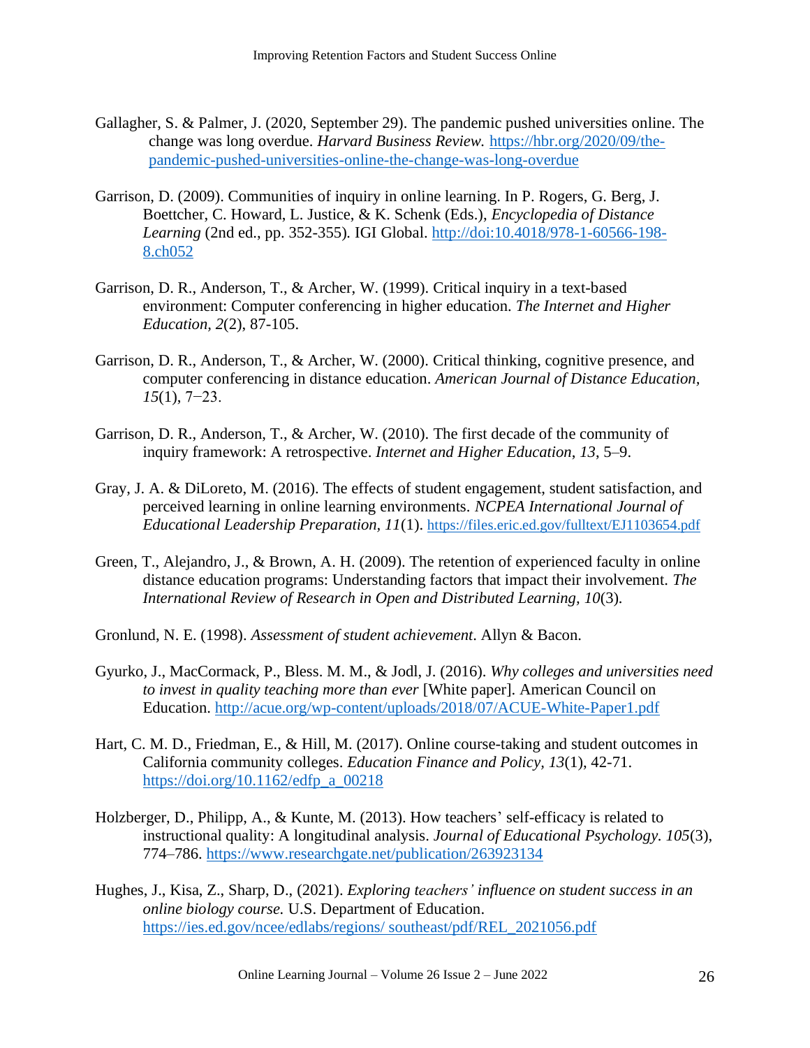Gallagher, S. & Palmer, J. (2020, September 29). The pandemic pushed universities online. The change was long overdue. *Harvard Business Review.* https://hbr.org/2020/09/the-pandemic-pushed-universities-online-the-change-was-long-overdue

Garrison, D. (2009). Communities of inquiry in online learning. In P. Rogers, G. Berg, J. Boettcher, C. Howard, L. Justice, & K. Schenk (Eds.), *Encyclopedia of Distance Learning* (2nd ed., pp. 352-355). IGI Global. http://doi:10.4018/978-1-60566-198-8.ch052

Garrison, D. R., Anderson, T., & Archer, W. (1999). Critical inquiry in a text-based environment: Computer conferencing in higher education. *The Internet and Higher Education, 2*(2), 87-105.

Garrison, D. R., Anderson, T., & Archer, W. (2000). Critical thinking, cognitive presence, and computer conferencing in distance education. *American Journal of Distance Education, 15*(1), 7−23.

Garrison, D. R., Anderson, T., & Archer, W. (2010). The first decade of the community of inquiry framework: A retrospective. *Internet and Higher Education, 13*, 5–9.

Gray, J. A. & DiLoreto, M. (2016). The effects of student engagement, student satisfaction, and perceived learning in online learning environments. *NCPEA International Journal of Educational Leadership Preparation, 11*(1). https://files.eric.ed.gov/fulltext/EJ1103654.pdf

Green, T., Alejandro, J., & Brown, A. H. (2009). The retention of experienced faculty in online distance education programs: Understanding factors that impact their involvement. *The International Review of Research in Open and Distributed Learning, 10*(3).

Gronlund, N. E. (1998). *Assessment of student achievement*. Allyn & Bacon.

Gyurko, J., MacCormack, P., Bless. M. M., & Jodl, J. (2016). *Why colleges and universities need to invest in quality teaching more than ever* [White paper]. American Council on Education. http://acue.org/wp-content/uploads/2018/07/ACUE-White-Paper1.pdf

Hart, C. M. D., Friedman, E., & Hill, M. (2017). Online course-taking and student outcomes in California community colleges. *Education Finance and Policy, 13*(1), 42-71. https://doi.org/10.1162/edfp_a_00218

Holzberger, D., Philipp, A., & Kunte, M. (2013). How teachers' self-efficacy is related to instructional quality: A longitudinal analysis. *Journal of Educational Psychology. 105*(3), 774–786. https://www.researchgate.net/publication/263923134

Hughes, J., Kisa, Z., Sharp, D., (2021). *Exploring teachers' influence on student success in an online biology course.* U.S. Department of Education. https://ies.ed.gov/ncee/edlabs/regions/ southeast/pdf/REL_2021056.pdf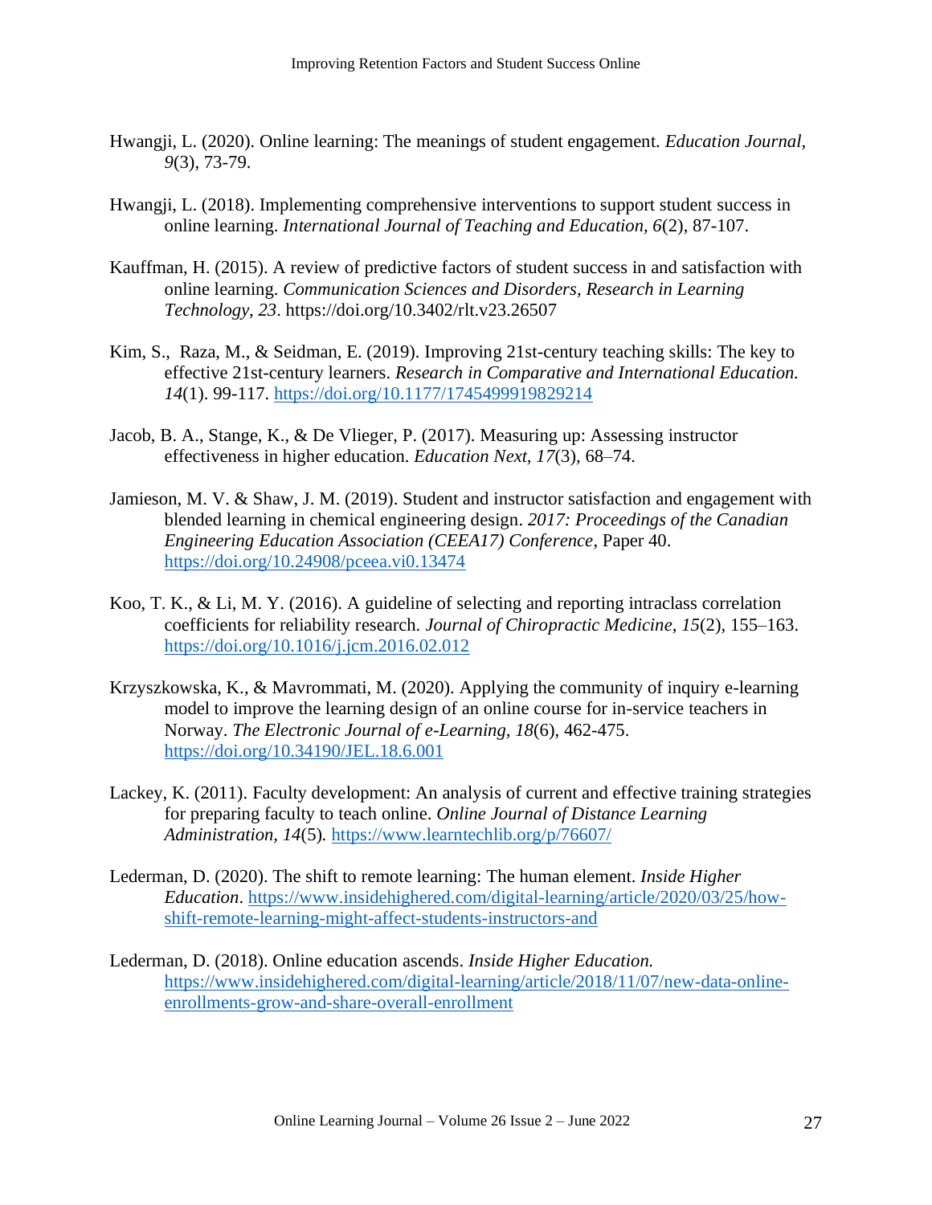Hwangji, L. (2020). Online learning: The meanings of student engagement. *Education Journal, 9*(3), 73-79.

Hwangji, L. (2018). Implementing comprehensive interventions to support student success in online learning. *International Journal of Teaching and Education, 6*(2), 87-107.

Kauffman, H. (2015). A review of predictive factors of student success in and satisfaction with online learning. *Communication Sciences and Disorders, Research in Learning Technology, 23*. https://doi.org/10.3402/rlt.v23.26507

Kim, S., Raza, M., & Seidman, E. (2019). Improving 21st-century teaching skills: The key to effective 21st-century learners. *Research in Comparative and International Education. 14*(1). 99-117. https://doi.org/10.1177/1745499919829214

Jacob, B. A., Stange, K., & De Vlieger, P. (2017). Measuring up: Assessing instructor effectiveness in higher education. *Education Next, 17*(3), 68–74.

Jamieson, M. V. & Shaw, J. M. (2019). Student and instructor satisfaction and engagement with blended learning in chemical engineering design. *2017: Proceedings of the Canadian Engineering Education Association (CEEA17) Conference*, Paper 40. https://doi.org/10.24908/pceea.vi0.13474

Koo, T. K., & Li, M. Y. (2016). A guideline of selecting and reporting intraclass correlation coefficients for reliability research. *Journal of Chiropractic Medicine, 15*(2), 155–163. https://doi.org/10.1016/j.jcm.2016.02.012

Krzyszkowska, K., & Mavrommati, M. (2020). Applying the community of inquiry e-learning model to improve the learning design of an online course for in-service teachers in Norway. *The Electronic Journal of e-Learning, 18*(6), 462-475. https://doi.org/10.34190/JEL.18.6.001

Lackey, K. (2011). Faculty development: An analysis of current and effective training strategies for preparing faculty to teach online. *Online Journal of Distance Learning Administration, 14*(5). https://www.learntechlib.org/p/76607/

Lederman, D. (2020). The shift to remote learning: The human element. *Inside Higher Education*. https://www.insidehighered.com/digital-learning/article/2020/03/25/how-shift-remote-learning-might-affect-students-instructors-and

Lederman, D. (2018). Online education ascends. *Inside Higher Education.* https://www.insidehighered.com/digital-learning/article/2018/11/07/new-data-online-enrollments-grow-and-share-overall-enrollment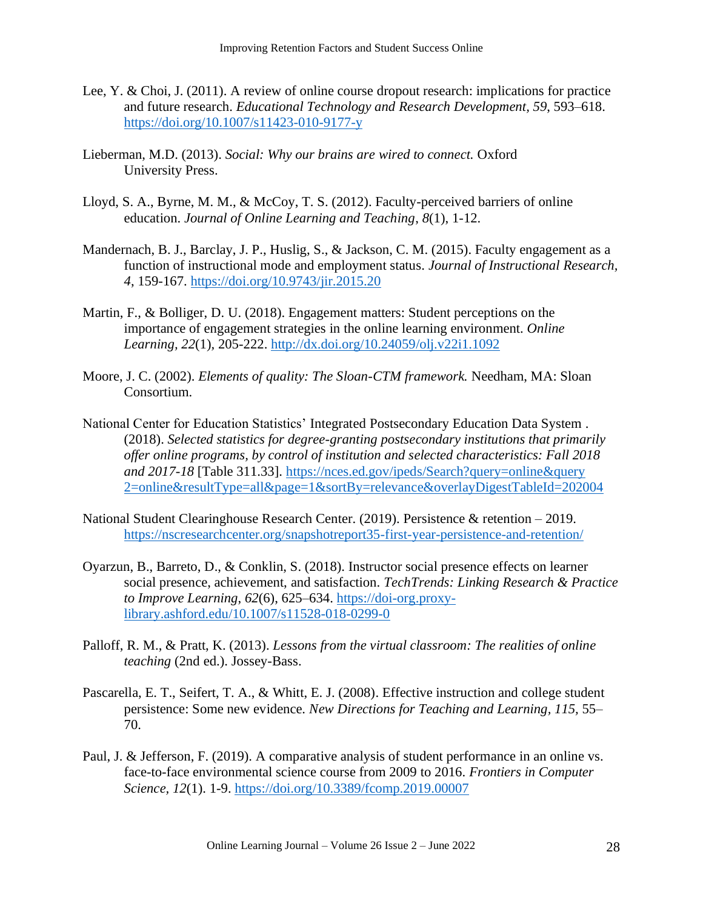Lee, Y. & Choi, J. (2011). A review of online course dropout research: implications for practice and future research. *Educational Technology and Research Development, 59*, 593–618. https://doi.org/10.1007/s11423-010-9177-y

Lieberman, M.D. (2013). *Social: Why our brains are wired to connect.* Oxford University Press.

Lloyd, S. A., Byrne, M. M., & McCoy, T. S. (2012). Faculty-perceived barriers of online education. *Journal of Online Learning and Teaching*, *8*(1), 1-12.

Mandernach, B. J., Barclay, J. P., Huslig, S., & Jackson, C. M. (2015). Faculty engagement as a function of instructional mode and employment status. *Journal of Instructional Research, 4*, 159-167. https://doi.org/10.9743/jir.2015.20

Martin, F., & Bolliger, D. U. (2018). Engagement matters: Student perceptions on the importance of engagement strategies in the online learning environment. *Online Learning, 22*(1), 205-222. http://dx.doi.org/10.24059/olj.v22i1.1092

Moore, J. C. (2002). *Elements of quality: The Sloan-CTM framework.* Needham, MA: Sloan Consortium.

National Center for Education Statistics' Integrated Postsecondary Education Data System . (2018). *Selected statistics for degree-granting postsecondary institutions that primarily offer online programs, by control of institution and selected characteristics: Fall 2018 and 2017-18* [Table 311.33]. https://nces.ed.gov/ipeds/Search?query=online&query2=online&resultType=all&page=1&sortBy=relevance&overlayDigestTableId=202004

National Student Clearinghouse Research Center. (2019). Persistence & retention – 2019. https://nscresearchcenter.org/snapshotreport35-first-year-persistence-and-retention/

Oyarzun, B., Barreto, D., & Conklin, S. (2018). Instructor social presence effects on learner social presence, achievement, and satisfaction. *TechTrends: Linking Research & Practice to Improve Learning*, *62*(6), 625–634. https://doi-org.proxy-library.ashford.edu/10.1007/s11528-018-0299-0

Palloff, R. M., & Pratt, K. (2013). *Lessons from the virtual classroom: The realities of online teaching* (2nd ed.). Jossey-Bass.

Pascarella, E. T., Seifert, T. A., & Whitt, E. J. (2008). Effective instruction and college student persistence: Some new evidence. *New Directions for Teaching and Learning*, *115*, 55–70.

Paul, J. & Jefferson, F. (2019). A comparative analysis of student performance in an online vs. face-to-face environmental science course from 2009 to 2016. *Frontiers in Computer Science*, *12*(1). 1-9. https://doi.org/10.3389/fcomp.2019.00007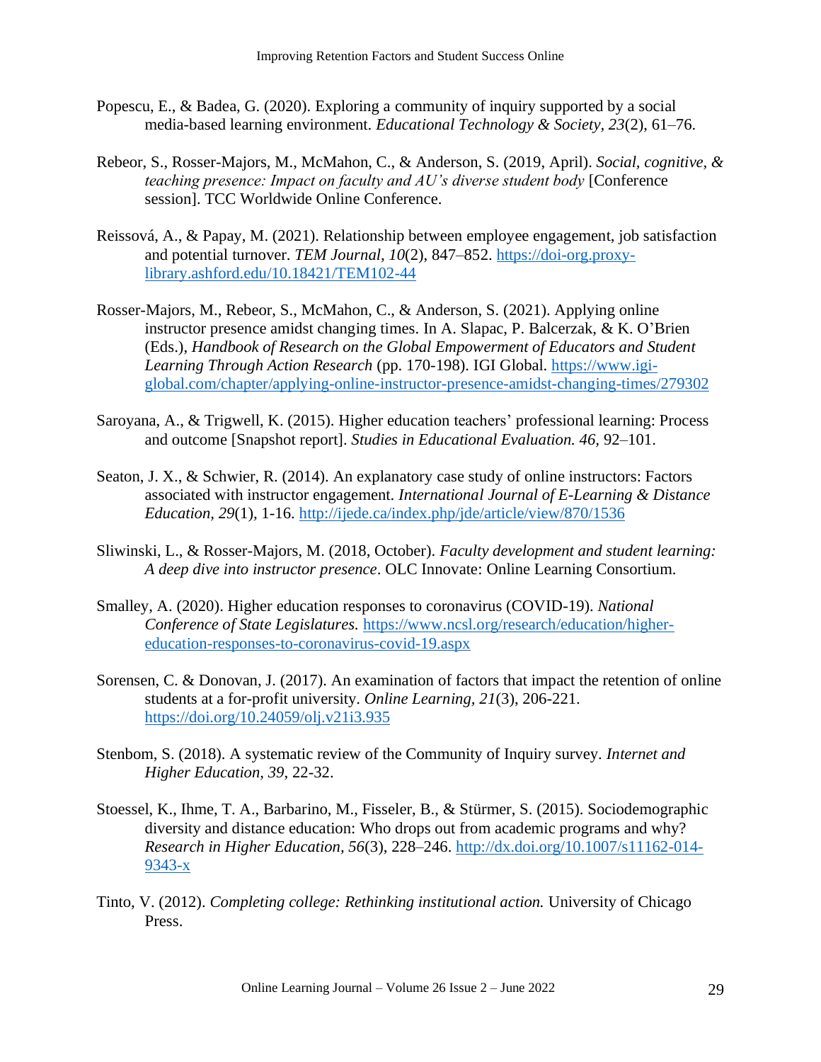Popescu, E., & Badea, G. (2020). Exploring a community of inquiry supported by a social media-based learning environment. *Educational Technology & Society*, *23*(2), 61–76.

Rebeor, S., Rosser-Majors, M., McMahon, C., & Anderson, S. (2019, April). *Social, cognitive, & teaching presence: Impact on faculty and AU's diverse student body* [Conference session]. TCC Worldwide Online Conference.

Reissová, A., & Papay, M. (2021). Relationship between employee engagement, job satisfaction and potential turnover. *TEM Journal*, *10*(2), 847–852. https://doi-org.proxy-library.ashford.edu/10.18421/TEM102-44

Rosser-Majors, M., Rebeor, S., McMahon, C., & Anderson, S. (2021). Applying online instructor presence amidst changing times. In A. Slapac, P. Balcerzak, & K. O'Brien (Eds.), *Handbook of Research on the Global Empowerment of Educators and Student Learning Through Action Research* (pp. 170-198). IGI Global. https://www.igi-global.com/chapter/applying-online-instructor-presence-amidst-changing-times/279302

Saroyana, A., & Trigwell, K. (2015). Higher education teachers' professional learning: Process and outcome [Snapshot report]. *Studies in Educational Evaluation. 46*, 92–101.

Seaton, J. X., & Schwier, R. (2014). An explanatory case study of online instructors: Factors associated with instructor engagement. *International Journal of E-Learning & Distance Education*, *29*(1), 1-16. http://ijede.ca/index.php/jde/article/view/870/1536

Sliwinski, L., & Rosser-Majors, M. (2018, October). *Faculty development and student learning: A deep dive into instructor presence*. OLC Innovate: Online Learning Consortium.

Smalley, A. (2020). Higher education responses to coronavirus (COVID-19). *National Conference of State Legislatures.* https://www.ncsl.org/research/education/higher-education-responses-to-coronavirus-covid-19.aspx

Sorensen, C. & Donovan, J. (2017). An examination of factors that impact the retention of online students at a for-profit university. *Online Learning*, *21*(3), 206-221. https://doi.org/10.24059/olj.v21i3.935

Stenbom, S. (2018). A systematic review of the Community of Inquiry survey. *Internet and Higher Education*, *39*, 22-32.

Stoessel, K., Ihme, T. A., Barbarino, M., Fisseler, B., & Stürmer, S. (2015). Sociodemographic diversity and distance education: Who drops out from academic programs and why? *Research in Higher Education*, *56*(3), 228–246. http://dx.doi.org/10.1007/s11162-014-9343-x

Tinto, V. (2012). *Completing college: Rethinking institutional action.* University of Chicago Press.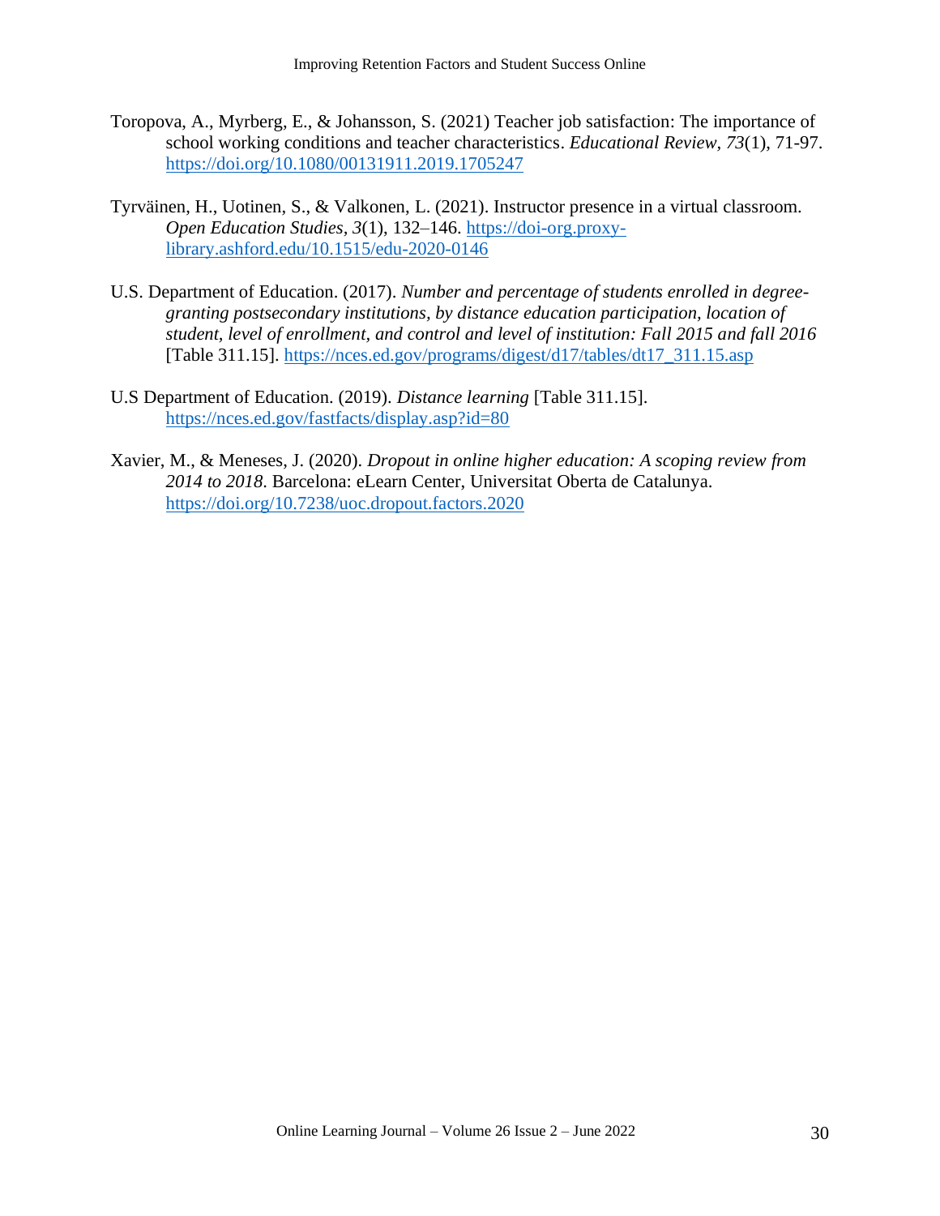Toropova, A., Myrberg, E., & Johansson, S. (2021) Teacher job satisfaction: The importance of school working conditions and teacher characteristics. *Educational Review, 73*(1), 71-97. https://doi.org/10.1080/00131911.2019.1705247

Tyrväinen, H., Uotinen, S., & Valkonen, L. (2021). Instructor presence in a virtual classroom. *Open Education Studies, 3*(1), 132–146. https://doi-org.proxy-library.ashford.edu/10.1515/edu-2020-0146

U.S. Department of Education. (2017). *Number and percentage of students enrolled in degree-granting postsecondary institutions, by distance education participation, location of student, level of enrollment, and control and level of institution: Fall 2015 and fall 2016* [Table 311.15]. https://nces.ed.gov/programs/digest/d17/tables/dt17_311.15.asp

U.S Department of Education. (2019). *Distance learning* [Table 311.15]. https://nces.ed.gov/fastfacts/display.asp?id=80

Xavier, M., & Meneses, J. (2020). *Dropout in online higher education: A scoping review from 2014 to 2018*. Barcelona: eLearn Center, Universitat Oberta de Catalunya. https://doi.org/10.7238/uoc.dropout.factors.2020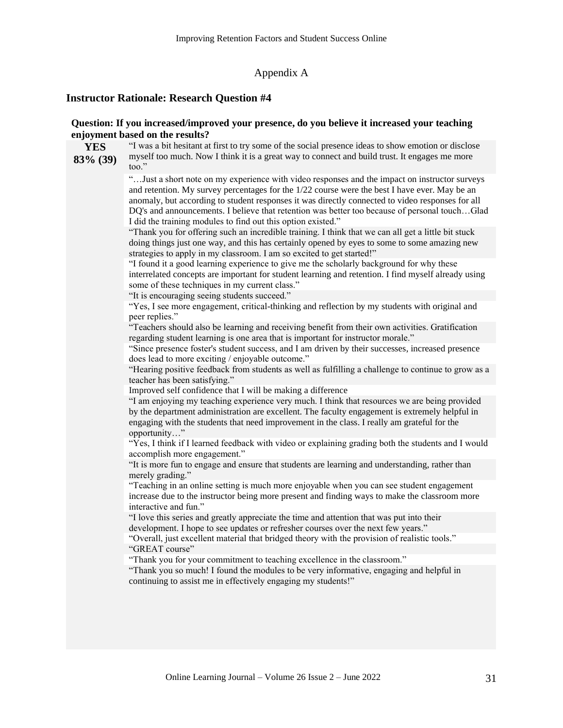# Appendix A

## Instructor Rationale: Research Question #4

**Question: If you increased/improved your presence, do you believe it increased your teaching enjoyment based on the results?**

| | |
|---|---|
| **YES 83% (39)** | "I was a bit hesitant at first to try some of the social presence ideas to show emotion or disclose myself too much. Now I think it is a great way to connect and build trust. It engages me more too." |
| | "…Just a short note on my experience with video responses and the impact on instructor surveys and retention. My survey percentages for the 1/22 course were the best I have ever. May be an anomaly, but according to student responses it was directly connected to video responses for all DQ's and announcements. I believe that retention was better too because of personal touch…Glad I did the training modules to find out this option existed." |
| | "Thank you for offering such an incredible training. I think that we can all get a little bit stuck doing things just one way, and this has certainly opened by eyes to some to some amazing new strategies to apply in my classroom. I am so excited to get started!" |
| | "I found it a good learning experience to give me the scholarly background for why these interrelated concepts are important for student learning and retention. I find myself already using some of these techniques in my current class." |
| | "It is encouraging seeing students succeed." |
| | "Yes, I see more engagement, critical-thinking and reflection by my students with original and peer replies." |
| | "Teachers should also be learning and receiving benefit from their own activities. Gratification regarding student learning is one area that is important for instructor morale." |
| | "Since presence foster's student success, and I am driven by their successes, increased presence does lead to more exciting / enjoyable outcome." |
| | "Hearing positive feedback from students as well as fulfilling a challenge to continue to grow as a teacher has been satisfying." |
| | Improved self confidence that I will be making a difference |
| | "I am enjoying my teaching experience very much. I think that resources we are being provided by the department administration are excellent. The faculty engagement is extremely helpful in engaging with the students that need improvement in the class. I really am grateful for the opportunity…" |
| | "Yes, I think if I learned feedback with video or explaining grading both the students and I would accomplish more engagement." |
| | "It is more fun to engage and ensure that students are learning and understanding, rather than merely grading." |
| | "Teaching in an online setting is much more enjoyable when you can see student engagement increase due to the instructor being more present and finding ways to make the classroom more interactive and fun." |
| | "I love this series and greatly appreciate the time and attention that was put into their development. I hope to see updates or refresher courses over the next few years." |
| | "Overall, just excellent material that bridged theory with the provision of realistic tools." |
| | "GREAT course" |
| | "Thank you for your commitment to teaching excellence in the classroom." |
| | "Thank you so much! I found the modules to be very informative, engaging and helpful in continuing to assist me in effectively engaging my students!" |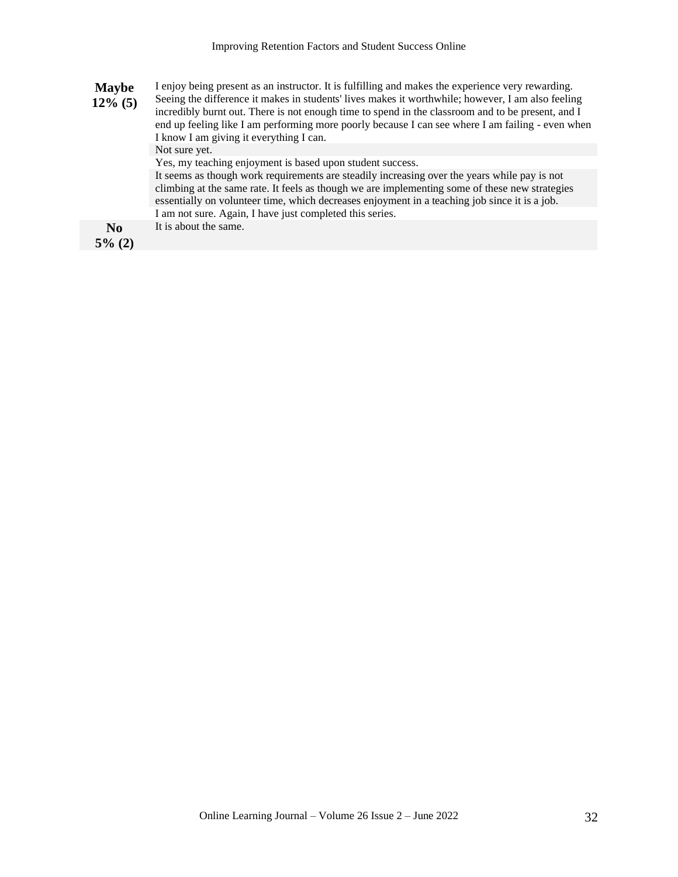| | |
|---|---|
| **Maybe 12% (5)** | I enjoy being present as an instructor. It is fulfilling and makes the experience very rewarding. Seeing the difference it makes in students' lives makes it worthwhile; however, I am also feeling incredibly burnt out. There is not enough time to spend in the classroom and to be present, and I end up feeling like I am performing more poorly because I can see where I am failing - even when I know I am giving it everything I can. |
| | Not sure yet. |
| | Yes, my teaching enjoyment is based upon student success. |
| | It seems as though work requirements are steadily increasing over the years while pay is not climbing at the same rate. It feels as though we are implementing some of these new strategies essentially on volunteer time, which decreases enjoyment in a teaching job since it is a job. |
| | I am not sure. Again, I have just completed this series. |
| **No 5% (2)** | It is about the same. |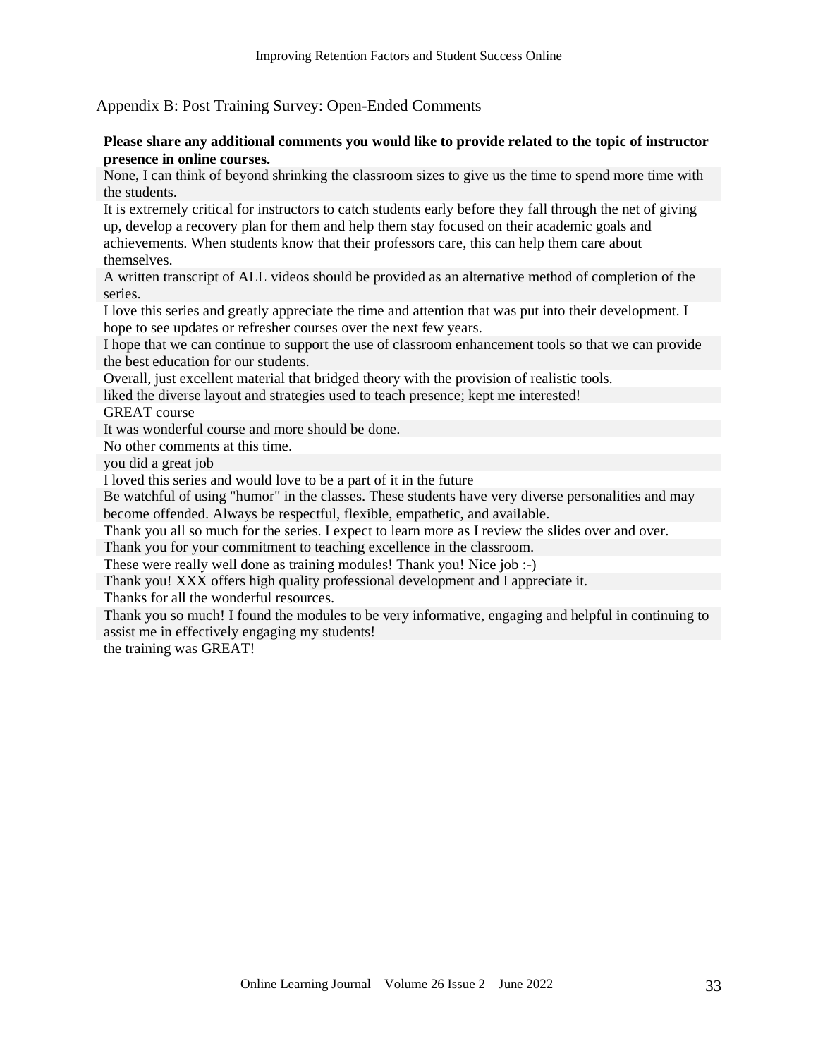## Appendix B: Post Training Survey: Open-Ended Comments

| **Please share any additional comments you would like to provide related to the topic of instructor presence in online courses.** |
|---|
| None, I can think of beyond shrinking the classroom sizes to give us the time to spend more time with the students. |
| It is extremely critical for instructors to catch students early before they fall through the net of giving up, develop a recovery plan for them and help them stay focused on their academic goals and achievements. When students know that their professors care, this can help them care about themselves. |
| A written transcript of ALL videos should be provided as an alternative method of completion of the series. |
| I love this series and greatly appreciate the time and attention that was put into their development. I hope to see updates or refresher courses over the next few years. |
| I hope that we can continue to support the use of classroom enhancement tools so that we can provide the best education for our students. |
| Overall, just excellent material that bridged theory with the provision of realistic tools. |
| liked the diverse layout and strategies used to teach presence; kept me interested! |
| GREAT course |
| It was wonderful course and more should be done. |
| No other comments at this time. |
| you did a great job |
| I loved this series and would love to be a part of it in the future |
| Be watchful of using "humor" in the classes. These students have very diverse personalities and may become offended. Always be respectful, flexible, empathetic, and available. |
| Thank you all so much for the series. I expect to learn more as I review the slides over and over. |
| Thank you for your commitment to teaching excellence in the classroom. |
| These were really well done as training modules! Thank you! Nice job :-) |
| Thank you! XXX offers high quality professional development and I appreciate it. |
| Thanks for all the wonderful resources. |
| Thank you so much! I found the modules to be very informative, engaging and helpful in continuing to assist me in effectively engaging my students! |
| the training was GREAT! |